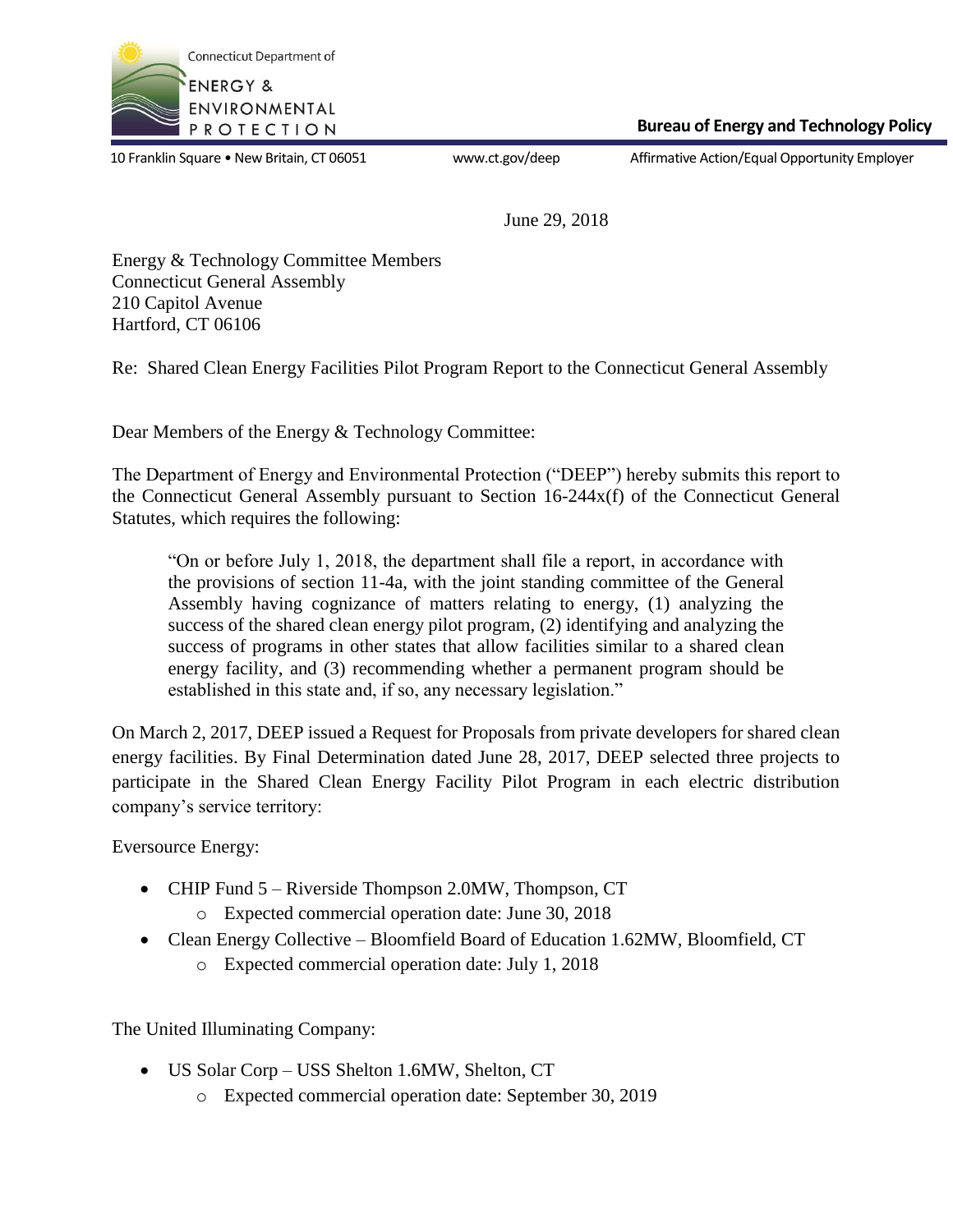Connecticut Department of
ENERGY &
ENVIRONMENTAL
PROTECTION

**Bureau of Energy and Technology Policy**

10 Franklin Square • New Britain, CT 06051    www.ct.gov/deep    Affirmative Action/Equal Opportunity Employer

June 29, 2018

Energy & Technology Committee Members
Connecticut General Assembly
210 Capitol Avenue
Hartford, CT 06106

Re: Shared Clean Energy Facilities Pilot Program Report to the Connecticut General Assembly

Dear Members of the Energy & Technology Committee:

The Department of Energy and Environmental Protection ("DEEP") hereby submits this report to the Connecticut General Assembly pursuant to Section 16-244x(f) of the Connecticut General Statutes, which requires the following:

> "On or before July 1, 2018, the department shall file a report, in accordance with the provisions of section 11-4a, with the joint standing committee of the General Assembly having cognizance of matters relating to energy, (1) analyzing the success of the shared clean energy pilot program, (2) identifying and analyzing the success of programs in other states that allow facilities similar to a shared clean energy facility, and (3) recommending whether a permanent program should be established in this state and, if so, any necessary legislation."

On March 2, 2017, DEEP issued a Request for Proposals from private developers for shared clean energy facilities. By Final Determination dated June 28, 2017, DEEP selected three projects to participate in the Shared Clean Energy Facility Pilot Program in each electric distribution company's service territory:

Eversource Energy:

- CHIP Fund 5 – Riverside Thompson 2.0MW, Thompson, CT
  - Expected commercial operation date: June 30, 2018
- Clean Energy Collective – Bloomfield Board of Education 1.62MW, Bloomfield, CT
  - Expected commercial operation date: July 1, 2018

The United Illuminating Company:

- US Solar Corp – USS Shelton 1.6MW, Shelton, CT
  - Expected commercial operation date: September 30, 2019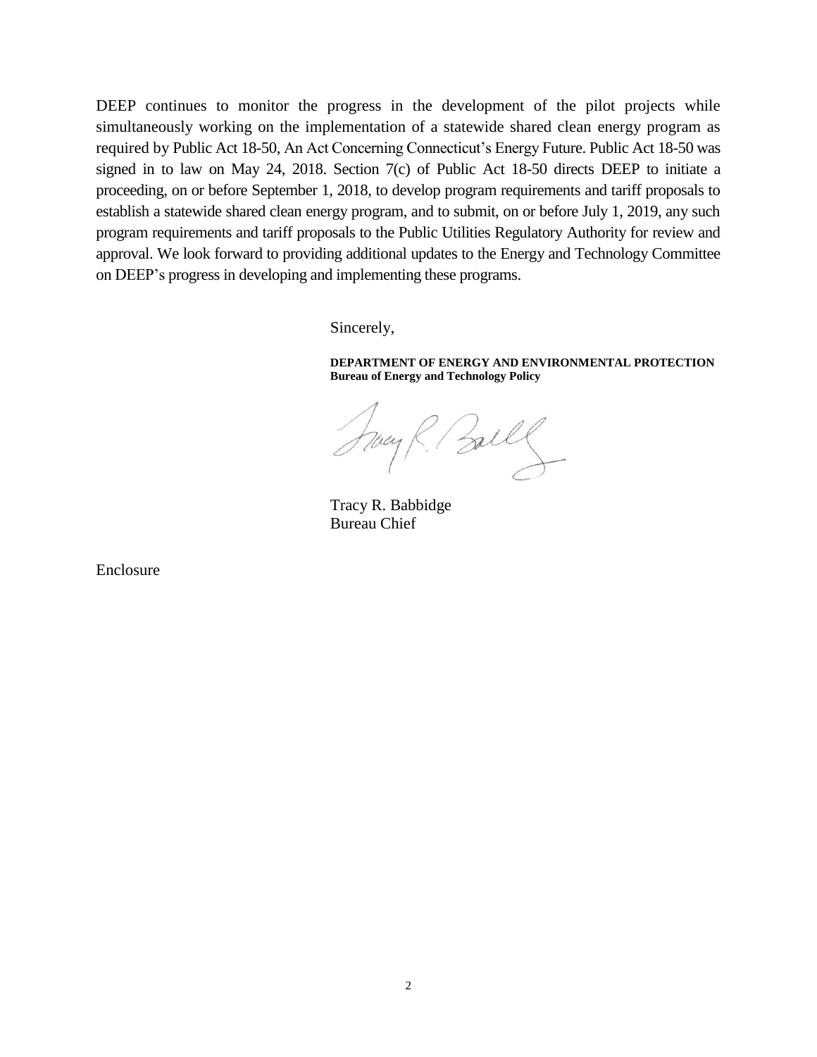DEEP continues to monitor the progress in the development of the pilot projects while simultaneously working on the implementation of a statewide shared clean energy program as required by Public Act 18-50, An Act Concerning Connecticut's Energy Future. Public Act 18-50 was signed in to law on May 24, 2018. Section 7(c) of Public Act 18-50 directs DEEP to initiate a proceeding, on or before September 1, 2018, to develop program requirements and tariff proposals to establish a statewide shared clean energy program, and to submit, on or before July 1, 2019, any such program requirements and tariff proposals to the Public Utilities Regulatory Authority for review and approval. We look forward to providing additional updates to the Energy and Technology Committee on DEEP's progress in developing and implementing these programs.

Sincerely,

**DEPARTMENT OF ENERGY AND ENVIRONMENTAL PROTECTION**
**Bureau of Energy and Technology Policy**

Tracy R. Babbidge
Bureau Chief

Enclosure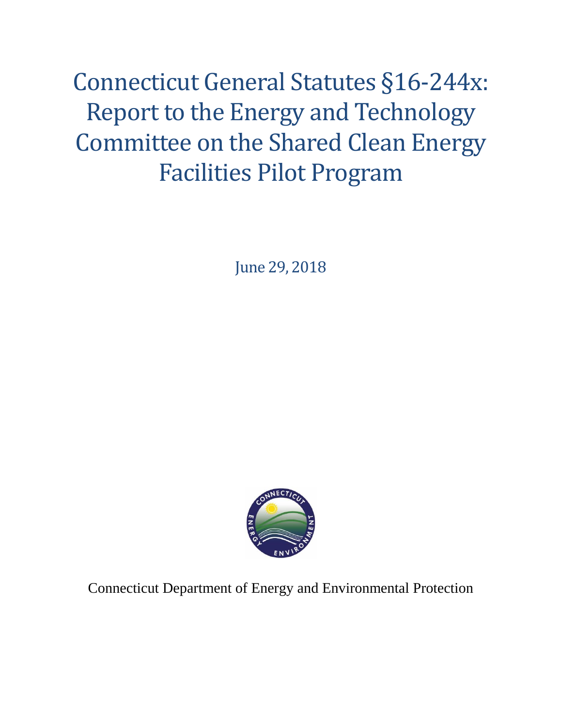# Connecticut General Statutes §16-244x: Report to the Energy and Technology Committee on the Shared Clean Energy Facilities Pilot Program

June 29, 2018

Connecticut Department of Energy and Environmental Protection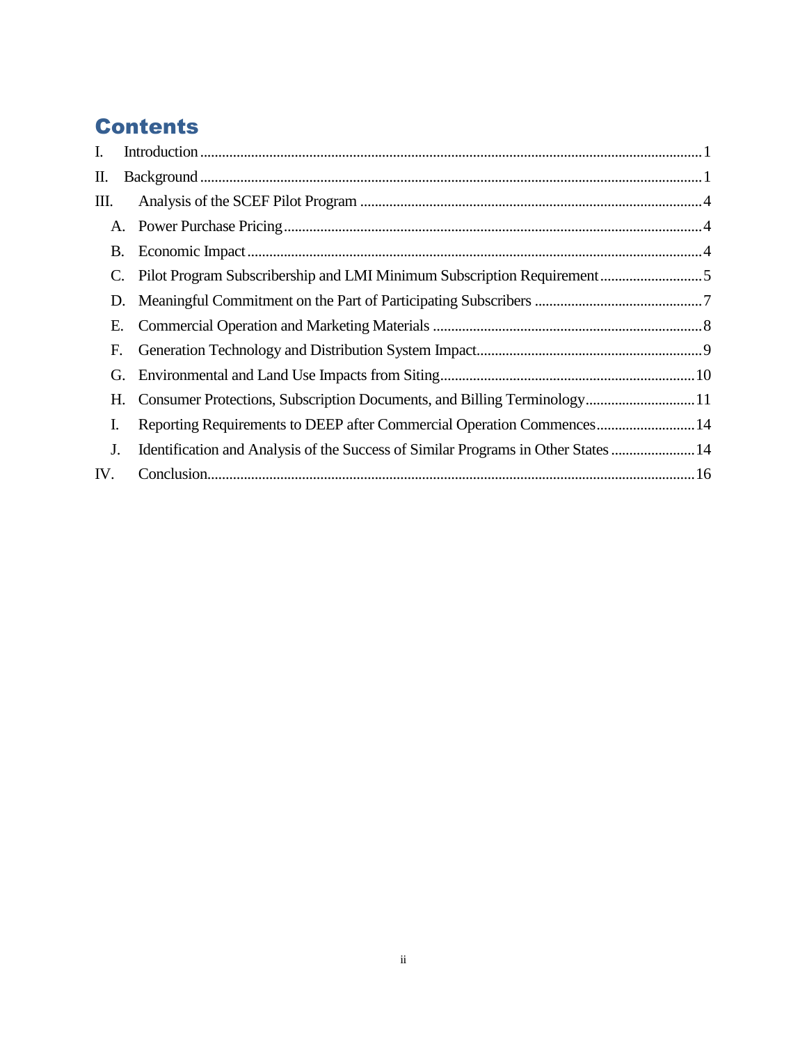# Contents

I. Introduction ........................................................................................................................................ 1

II. Background ....................................................................................................................................... 1

III. Analysis of the SCEF Pilot Program ............................................................................................. 4

- A. Power Purchase Pricing ................................................................................................................. 4
- B. Economic Impact ........................................................................................................................... 4
- C. Pilot Program Subscribership and LMI Minimum Subscription Requirement ............................ 5
- D. Meaningful Commitment on the Part of Participating Subscribers ............................................. 7
- E. Commercial Operation and Marketing Materials ......................................................................... 8
- F. Generation Technology and Distribution System Impact ............................................................. 9
- G. Environmental and Land Use Impacts from Siting ..................................................................... 10
- H. Consumer Protections, Subscription Documents, and Billing Terminology .............................. 11
- I. Reporting Requirements to DEEP after Commercial Operation Commences ........................... 14
- J. Identification and Analysis of the Success of Similar Programs in Other States ....................... 14

IV. Conclusion ...................................................................................................................................... 16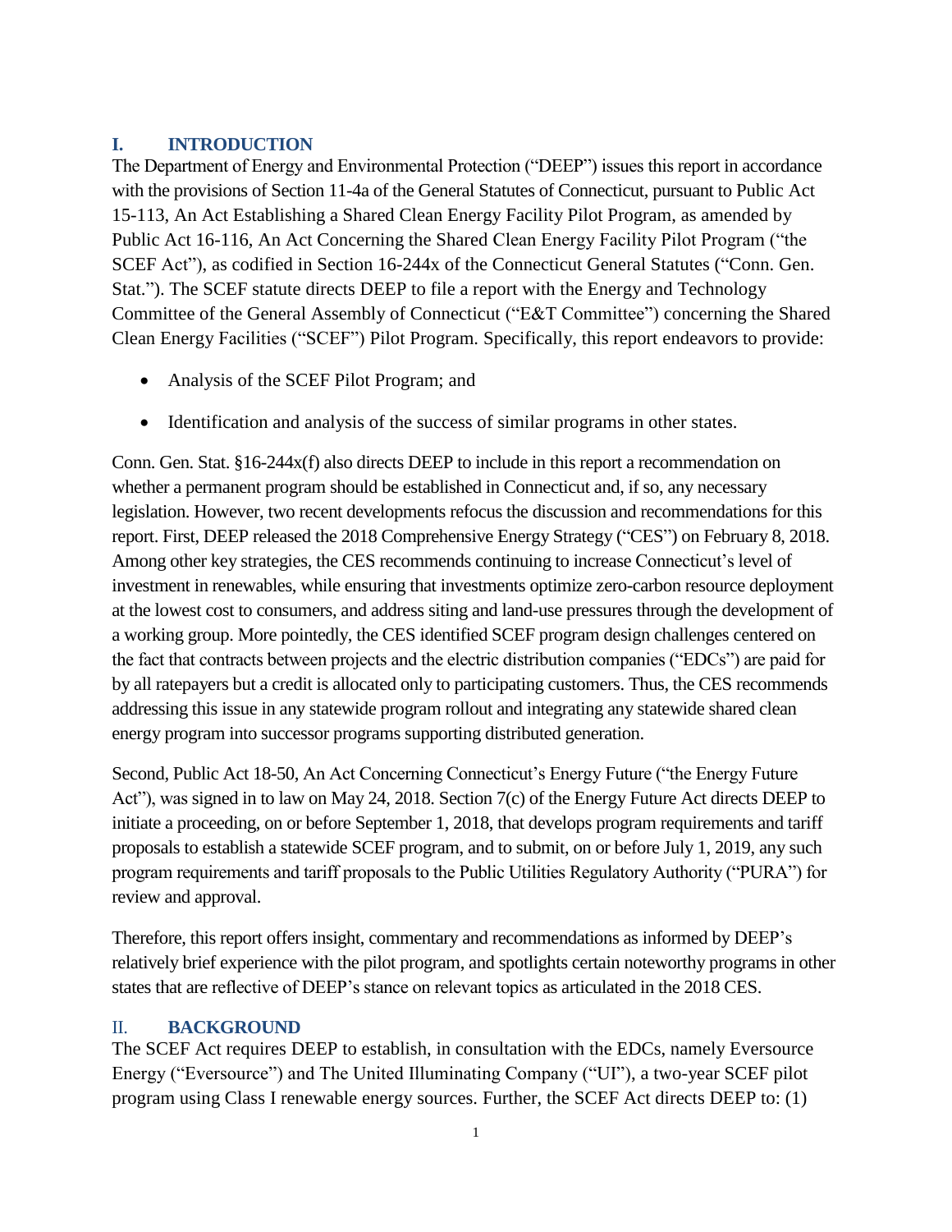## I. INTRODUCTION

The Department of Energy and Environmental Protection ("DEEP") issues this report in accordance with the provisions of Section 11-4a of the General Statutes of Connecticut, pursuant to Public Act 15-113, An Act Establishing a Shared Clean Energy Facility Pilot Program, as amended by Public Act 16-116, An Act Concerning the Shared Clean Energy Facility Pilot Program ("the SCEF Act"), as codified in Section 16-244x of the Connecticut General Statutes ("Conn. Gen. Stat."). The SCEF statute directs DEEP to file a report with the Energy and Technology Committee of the General Assembly of Connecticut ("E&T Committee") concerning the Shared Clean Energy Facilities ("SCEF") Pilot Program. Specifically, this report endeavors to provide:

- Analysis of the SCEF Pilot Program; and
- Identification and analysis of the success of similar programs in other states.

Conn. Gen. Stat. §16-244x(f) also directs DEEP to include in this report a recommendation on whether a permanent program should be established in Connecticut and, if so, any necessary legislation. However, two recent developments refocus the discussion and recommendations for this report. First, DEEP released the 2018 Comprehensive Energy Strategy ("CES") on February 8, 2018. Among other key strategies, the CES recommends continuing to increase Connecticut's level of investment in renewables, while ensuring that investments optimize zero-carbon resource deployment at the lowest cost to consumers, and address siting and land-use pressures through the development of a working group. More pointedly, the CES identified SCEF program design challenges centered on the fact that contracts between projects and the electric distribution companies ("EDCs") are paid for by all ratepayers but a credit is allocated only to participating customers. Thus, the CES recommends addressing this issue in any statewide program rollout and integrating any statewide shared clean energy program into successor programs supporting distributed generation.

Second, Public Act 18-50, An Act Concerning Connecticut's Energy Future ("the Energy Future Act"), was signed in to law on May 24, 2018. Section 7(c) of the Energy Future Act directs DEEP to initiate a proceeding, on or before September 1, 2018, that develops program requirements and tariff proposals to establish a statewide SCEF program, and to submit, on or before July 1, 2019, any such program requirements and tariff proposals to the Public Utilities Regulatory Authority ("PURA") for review and approval.

Therefore, this report offers insight, commentary and recommendations as informed by DEEP's relatively brief experience with the pilot program, and spotlights certain noteworthy programs in other states that are reflective of DEEP's stance on relevant topics as articulated in the 2018 CES.

## II. BACKGROUND

The SCEF Act requires DEEP to establish, in consultation with the EDCs, namely Eversource Energy ("Eversource") and The United Illuminating Company ("UI"), a two-year SCEF pilot program using Class I renewable energy sources. Further, the SCEF Act directs DEEP to: (1)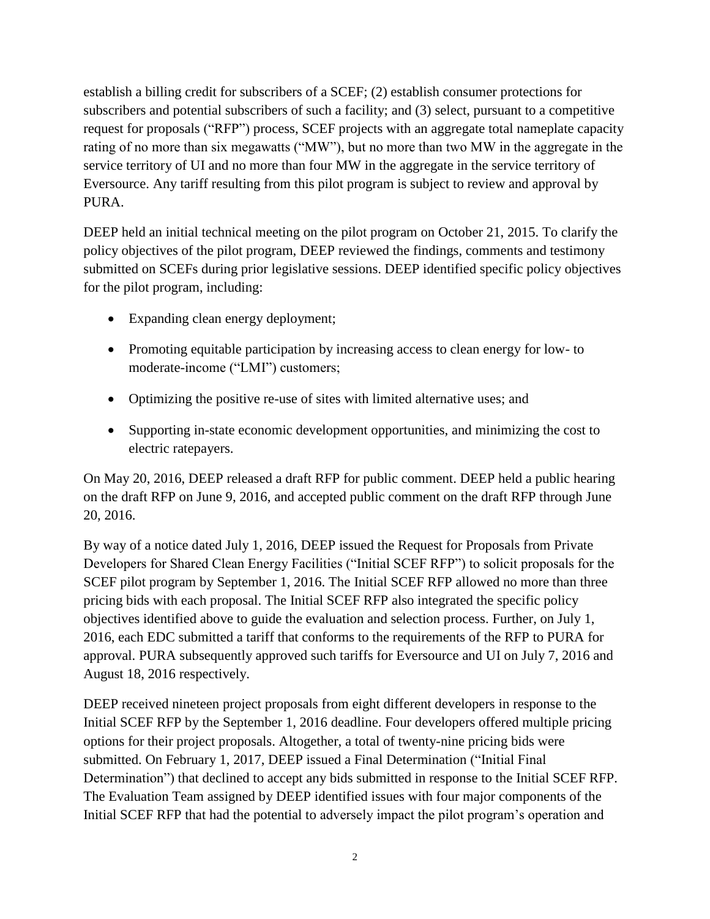establish a billing credit for subscribers of a SCEF; (2) establish consumer protections for subscribers and potential subscribers of such a facility; and (3) select, pursuant to a competitive request for proposals ("RFP") process, SCEF projects with an aggregate total nameplate capacity rating of no more than six megawatts ("MW"), but no more than two MW in the aggregate in the service territory of UI and no more than four MW in the aggregate in the service territory of Eversource. Any tariff resulting from this pilot program is subject to review and approval by PURA.

DEEP held an initial technical meeting on the pilot program on October 21, 2015. To clarify the policy objectives of the pilot program, DEEP reviewed the findings, comments and testimony submitted on SCEFs during prior legislative sessions. DEEP identified specific policy objectives for the pilot program, including:

- Expanding clean energy deployment;
- Promoting equitable participation by increasing access to clean energy for low- to moderate-income ("LMI") customers;
- Optimizing the positive re-use of sites with limited alternative uses; and
- Supporting in-state economic development opportunities, and minimizing the cost to electric ratepayers.

On May 20, 2016, DEEP released a draft RFP for public comment. DEEP held a public hearing on the draft RFP on June 9, 2016, and accepted public comment on the draft RFP through June 20, 2016.

By way of a notice dated July 1, 2016, DEEP issued the Request for Proposals from Private Developers for Shared Clean Energy Facilities ("Initial SCEF RFP") to solicit proposals for the SCEF pilot program by September 1, 2016. The Initial SCEF RFP allowed no more than three pricing bids with each proposal. The Initial SCEF RFP also integrated the specific policy objectives identified above to guide the evaluation and selection process. Further, on July 1, 2016, each EDC submitted a tariff that conforms to the requirements of the RFP to PURA for approval. PURA subsequently approved such tariffs for Eversource and UI on July 7, 2016 and August 18, 2016 respectively.

DEEP received nineteen project proposals from eight different developers in response to the Initial SCEF RFP by the September 1, 2016 deadline. Four developers offered multiple pricing options for their project proposals. Altogether, a total of twenty-nine pricing bids were submitted. On February 1, 2017, DEEP issued a Final Determination ("Initial Final Determination") that declined to accept any bids submitted in response to the Initial SCEF RFP. The Evaluation Team assigned by DEEP identified issues with four major components of the Initial SCEF RFP that had the potential to adversely impact the pilot program's operation and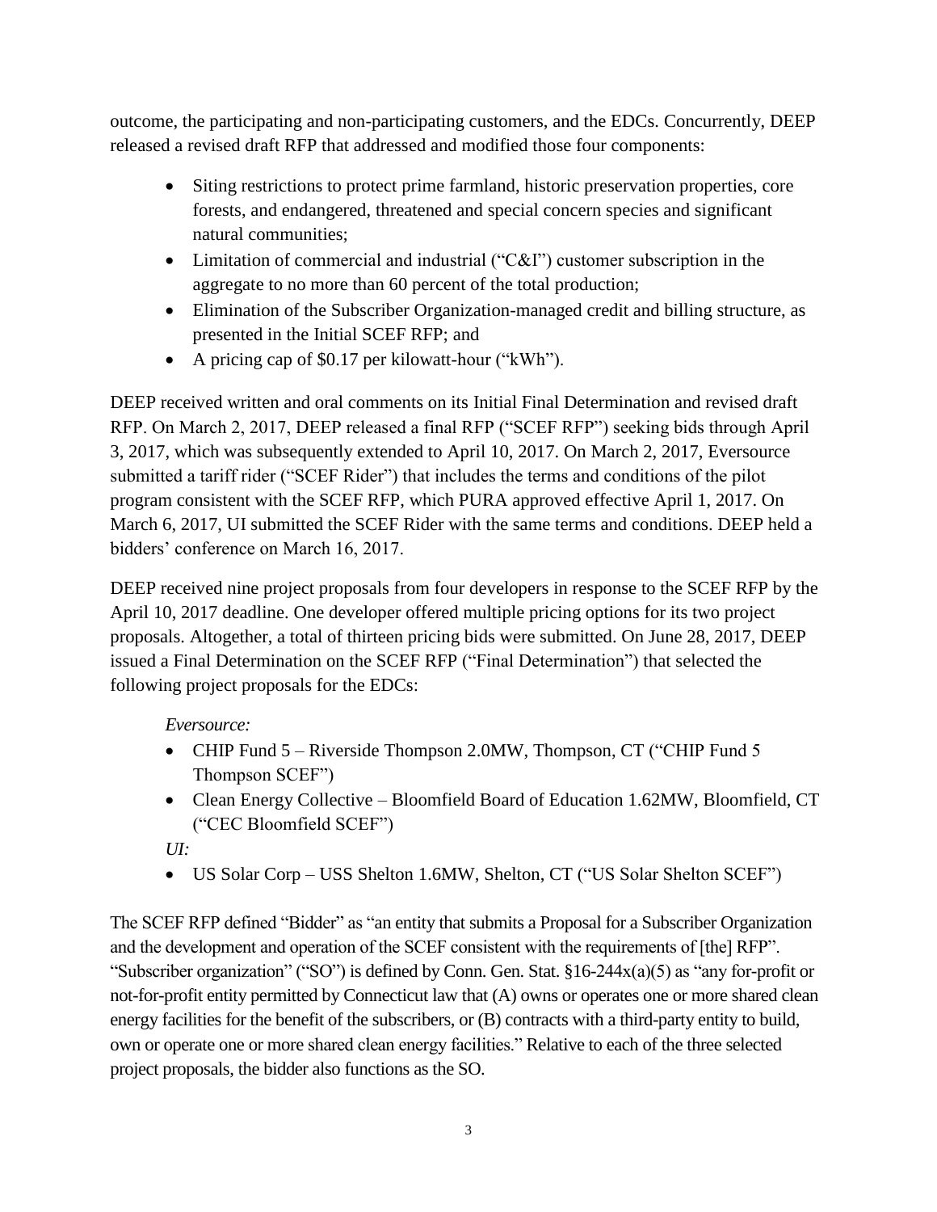outcome, the participating and non-participating customers, and the EDCs. Concurrently, DEEP released a revised draft RFP that addressed and modified those four components:

- Siting restrictions to protect prime farmland, historic preservation properties, core forests, and endangered, threatened and special concern species and significant natural communities;
- Limitation of commercial and industrial ("C&I") customer subscription in the aggregate to no more than 60 percent of the total production;
- Elimination of the Subscriber Organization-managed credit and billing structure, as presented in the Initial SCEF RFP; and
- A pricing cap of $0.17 per kilowatt-hour ("kWh").

DEEP received written and oral comments on its Initial Final Determination and revised draft RFP. On March 2, 2017, DEEP released a final RFP ("SCEF RFP") seeking bids through April 3, 2017, which was subsequently extended to April 10, 2017. On March 2, 2017, Eversource submitted a tariff rider ("SCEF Rider") that includes the terms and conditions of the pilot program consistent with the SCEF RFP, which PURA approved effective April 1, 2017. On March 6, 2017, UI submitted the SCEF Rider with the same terms and conditions. DEEP held a bidders' conference on March 16, 2017.

DEEP received nine project proposals from four developers in response to the SCEF RFP by the April 10, 2017 deadline. One developer offered multiple pricing options for its two project proposals. Altogether, a total of thirteen pricing bids were submitted. On June 28, 2017, DEEP issued a Final Determination on the SCEF RFP ("Final Determination") that selected the following project proposals for the EDCs:

*Eversource:*

- CHIP Fund 5 – Riverside Thompson 2.0MW, Thompson, CT ("CHIP Fund 5 Thompson SCEF")
- Clean Energy Collective – Bloomfield Board of Education 1.62MW, Bloomfield, CT ("CEC Bloomfield SCEF")

*UI:*

- US Solar Corp – USS Shelton 1.6MW, Shelton, CT ("US Solar Shelton SCEF")

The SCEF RFP defined "Bidder" as "an entity that submits a Proposal for a Subscriber Organization and the development and operation of the SCEF consistent with the requirements of [the] RFP". "Subscriber organization" ("SO") is defined by Conn. Gen. Stat. §16-244x(a)(5) as "any for-profit or not-for-profit entity permitted by Connecticut law that (A) owns or operates one or more shared clean energy facilities for the benefit of the subscribers, or (B) contracts with a third-party entity to build, own or operate one or more shared clean energy facilities." Relative to each of the three selected project proposals, the bidder also functions as the SO.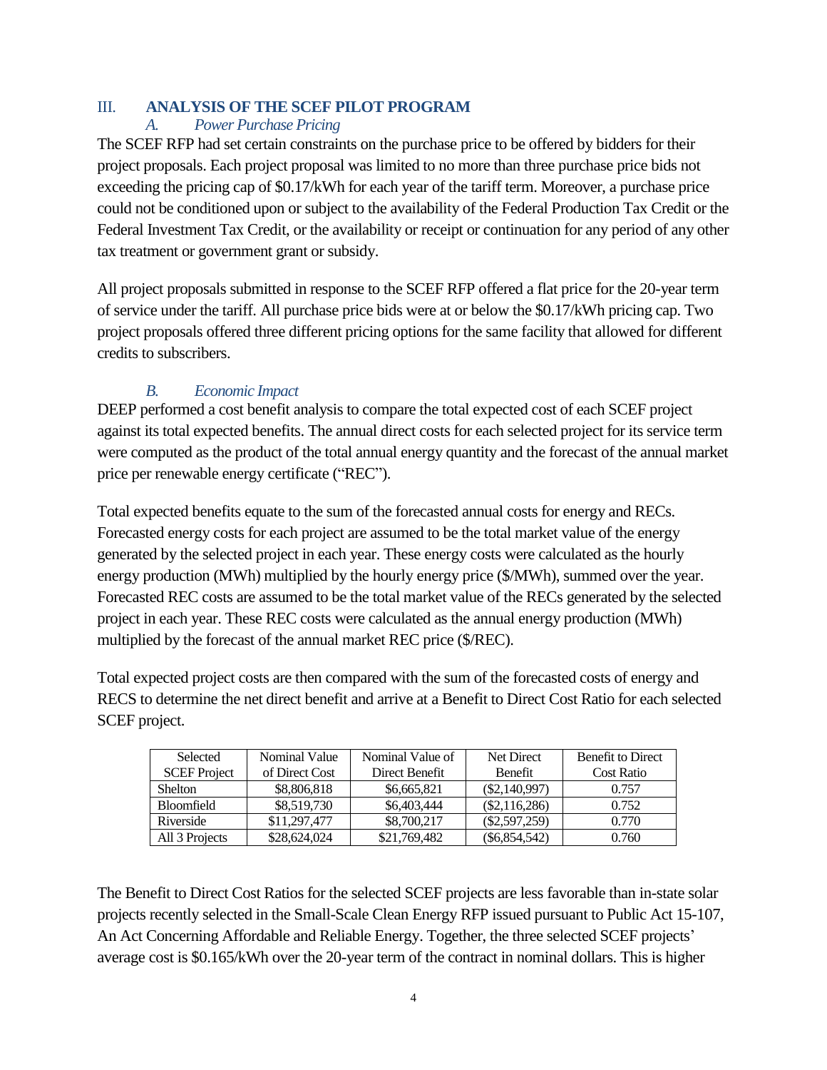## III. ANALYSIS OF THE SCEF PILOT PROGRAM

### *A. Power Purchase Pricing*

The SCEF RFP had set certain constraints on the purchase price to be offered by bidders for their project proposals. Each project proposal was limited to no more than three purchase price bids not exceeding the pricing cap of $0.17/kWh for each year of the tariff term. Moreover, a purchase price could not be conditioned upon or subject to the availability of the Federal Production Tax Credit or the Federal Investment Tax Credit, or the availability or receipt or continuation for any period of any other tax treatment or government grant or subsidy.

All project proposals submitted in response to the SCEF RFP offered a flat price for the 20-year term of service under the tariff. All purchase price bids were at or below the $0.17/kWh pricing cap. Two project proposals offered three different pricing options for the same facility that allowed for different credits to subscribers.

### *B. Economic Impact*

DEEP performed a cost benefit analysis to compare the total expected cost of each SCEF project against its total expected benefits. The annual direct costs for each selected project for its service term were computed as the product of the total annual energy quantity and the forecast of the annual market price per renewable energy certificate ("REC").

Total expected benefits equate to the sum of the forecasted annual costs for energy and RECs. Forecasted energy costs for each project are assumed to be the total market value of the energy generated by the selected project in each year. These energy costs were calculated as the hourly energy production (MWh) multiplied by the hourly energy price ($/MWh), summed over the year. Forecasted REC costs are assumed to be the total market value of the RECs generated by the selected project in each year. These REC costs were calculated as the annual energy production (MWh) multiplied by the forecast of the annual market REC price ($/REC).

Total expected project costs are then compared with the sum of the forecasted costs of energy and RECS to determine the net direct benefit and arrive at a Benefit to Direct Cost Ratio for each selected SCEF project.

| Selected SCEF Project | Nominal Value of Direct Cost | Nominal Value of Direct Benefit | Net Direct Benefit | Benefit to Direct Cost Ratio |
|---|---|---|---|---|
| Shelton | $8,806,818 | $6,665,821 | ($2,140,997) | 0.757 |
| Bloomfield | $8,519,730 | $6,403,444 | ($2,116,286) | 0.752 |
| Riverside | $11,297,477 | $8,700,217 | ($2,597,259) | 0.770 |
| All 3 Projects | $28,624,024 | $21,769,482 | ($6,854,542) | 0.760 |

The Benefit to Direct Cost Ratios for the selected SCEF projects are less favorable than in-state solar projects recently selected in the Small-Scale Clean Energy RFP issued pursuant to Public Act 15-107, An Act Concerning Affordable and Reliable Energy. Together, the three selected SCEF projects' average cost is $0.165/kWh over the 20-year term of the contract in nominal dollars. This is higher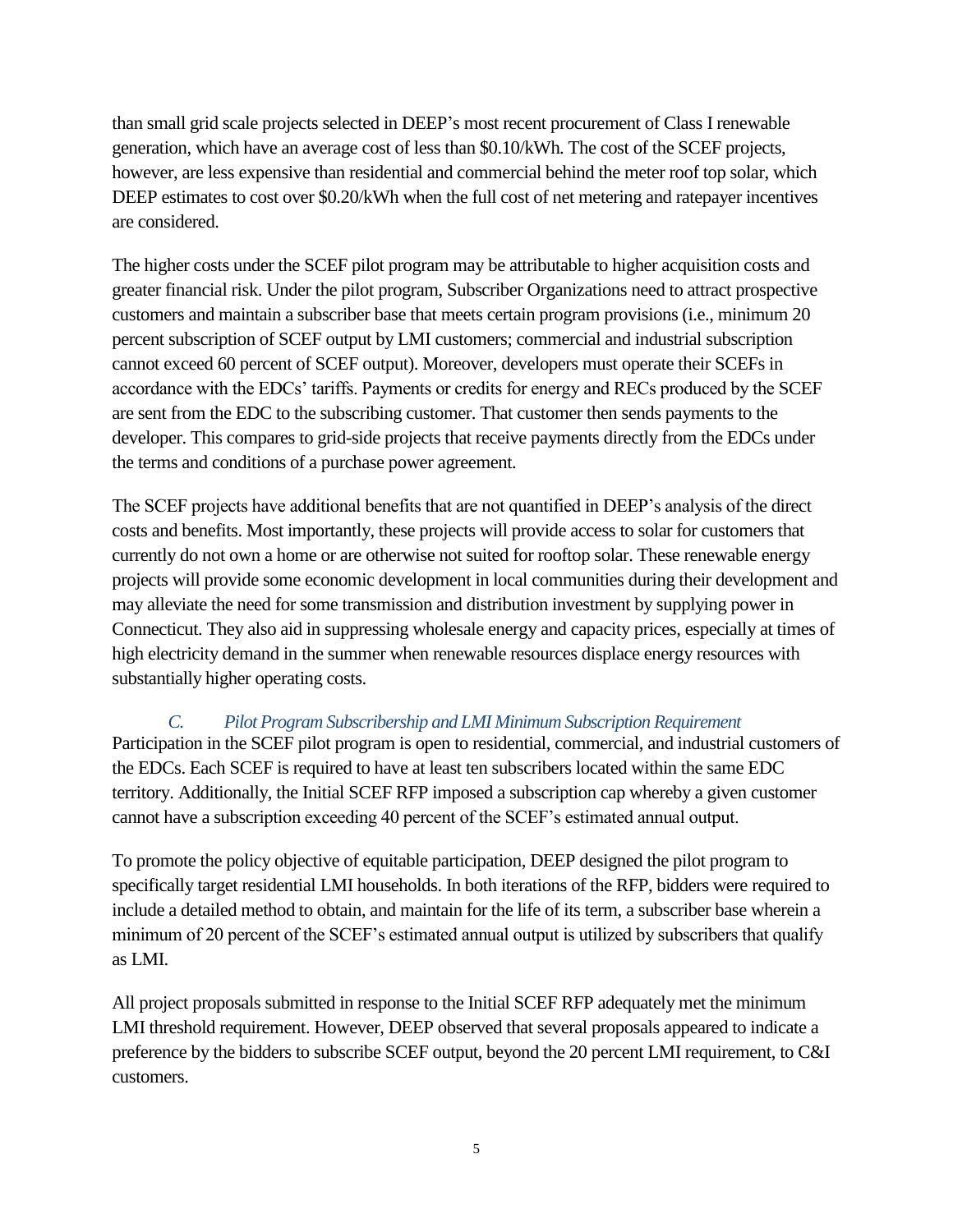than small grid scale projects selected in DEEP's most recent procurement of Class I renewable generation, which have an average cost of less than $0.10/kWh. The cost of the SCEF projects, however, are less expensive than residential and commercial behind the meter roof top solar, which DEEP estimates to cost over $0.20/kWh when the full cost of net metering and ratepayer incentives are considered.

The higher costs under the SCEF pilot program may be attributable to higher acquisition costs and greater financial risk. Under the pilot program, Subscriber Organizations need to attract prospective customers and maintain a subscriber base that meets certain program provisions (i.e., minimum 20 percent subscription of SCEF output by LMI customers; commercial and industrial subscription cannot exceed 60 percent of SCEF output). Moreover, developers must operate their SCEFs in accordance with the EDCs' tariffs. Payments or credits for energy and RECs produced by the SCEF are sent from the EDC to the subscribing customer. That customer then sends payments to the developer. This compares to grid-side projects that receive payments directly from the EDCs under the terms and conditions of a purchase power agreement.

The SCEF projects have additional benefits that are not quantified in DEEP's analysis of the direct costs and benefits. Most importantly, these projects will provide access to solar for customers that currently do not own a home or are otherwise not suited for rooftop solar. These renewable energy projects will provide some economic development in local communities during their development and may alleviate the need for some transmission and distribution investment by supplying power in Connecticut. They also aid in suppressing wholesale energy and capacity prices, especially at times of high electricity demand in the summer when renewable resources displace energy resources with substantially higher operating costs.

### *C. Pilot Program Subscribership and LMI Minimum Subscription Requirement*

Participation in the SCEF pilot program is open to residential, commercial, and industrial customers of the EDCs. Each SCEF is required to have at least ten subscribers located within the same EDC territory. Additionally, the Initial SCEF RFP imposed a subscription cap whereby a given customer cannot have a subscription exceeding 40 percent of the SCEF's estimated annual output.

To promote the policy objective of equitable participation, DEEP designed the pilot program to specifically target residential LMI households. In both iterations of the RFP, bidders were required to include a detailed method to obtain, and maintain for the life of its term, a subscriber base wherein a minimum of 20 percent of the SCEF's estimated annual output is utilized by subscribers that qualify as LMI.

All project proposals submitted in response to the Initial SCEF RFP adequately met the minimum LMI threshold requirement. However, DEEP observed that several proposals appeared to indicate a preference by the bidders to subscribe SCEF output, beyond the 20 percent LMI requirement, to C&I customers.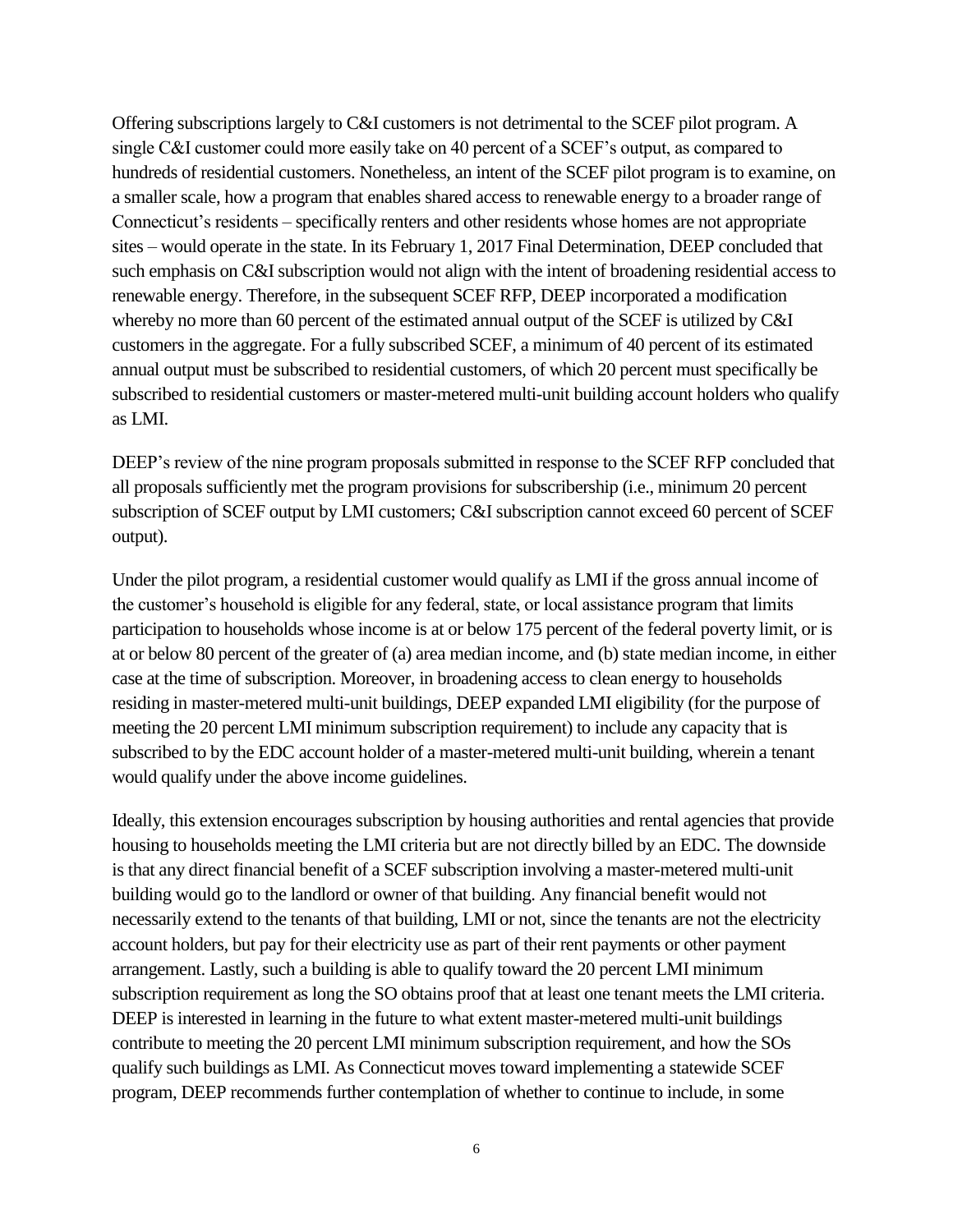Offering subscriptions largely to C&I customers is not detrimental to the SCEF pilot program. A single C&I customer could more easily take on 40 percent of a SCEF's output, as compared to hundreds of residential customers. Nonetheless, an intent of the SCEF pilot program is to examine, on a smaller scale, how a program that enables shared access to renewable energy to a broader range of Connecticut's residents – specifically renters and other residents whose homes are not appropriate sites – would operate in the state. In its February 1, 2017 Final Determination, DEEP concluded that such emphasis on C&I subscription would not align with the intent of broadening residential access to renewable energy. Therefore, in the subsequent SCEF RFP, DEEP incorporated a modification whereby no more than 60 percent of the estimated annual output of the SCEF is utilized by C&I customers in the aggregate. For a fully subscribed SCEF, a minimum of 40 percent of its estimated annual output must be subscribed to residential customers, of which 20 percent must specifically be subscribed to residential customers or master-metered multi-unit building account holders who qualify as LMI.

DEEP's review of the nine program proposals submitted in response to the SCEF RFP concluded that all proposals sufficiently met the program provisions for subscribership (i.e., minimum 20 percent subscription of SCEF output by LMI customers; C&I subscription cannot exceed 60 percent of SCEF output).

Under the pilot program, a residential customer would qualify as LMI if the gross annual income of the customer's household is eligible for any federal, state, or local assistance program that limits participation to households whose income is at or below 175 percent of the federal poverty limit, or is at or below 80 percent of the greater of (a) area median income, and (b) state median income, in either case at the time of subscription. Moreover, in broadening access to clean energy to households residing in master-metered multi-unit buildings, DEEP expanded LMI eligibility (for the purpose of meeting the 20 percent LMI minimum subscription requirement) to include any capacity that is subscribed to by the EDC account holder of a master-metered multi-unit building, wherein a tenant would qualify under the above income guidelines.

Ideally, this extension encourages subscription by housing authorities and rental agencies that provide housing to households meeting the LMI criteria but are not directly billed by an EDC. The downside is that any direct financial benefit of a SCEF subscription involving a master-metered multi-unit building would go to the landlord or owner of that building. Any financial benefit would not necessarily extend to the tenants of that building, LMI or not, since the tenants are not the electricity account holders, but pay for their electricity use as part of their rent payments or other payment arrangement. Lastly, such a building is able to qualify toward the 20 percent LMI minimum subscription requirement as long the SO obtains proof that at least one tenant meets the LMI criteria. DEEP is interested in learning in the future to what extent master-metered multi-unit buildings contribute to meeting the 20 percent LMI minimum subscription requirement, and how the SOs qualify such buildings as LMI. As Connecticut moves toward implementing a statewide SCEF program, DEEP recommends further contemplation of whether to continue to include, in some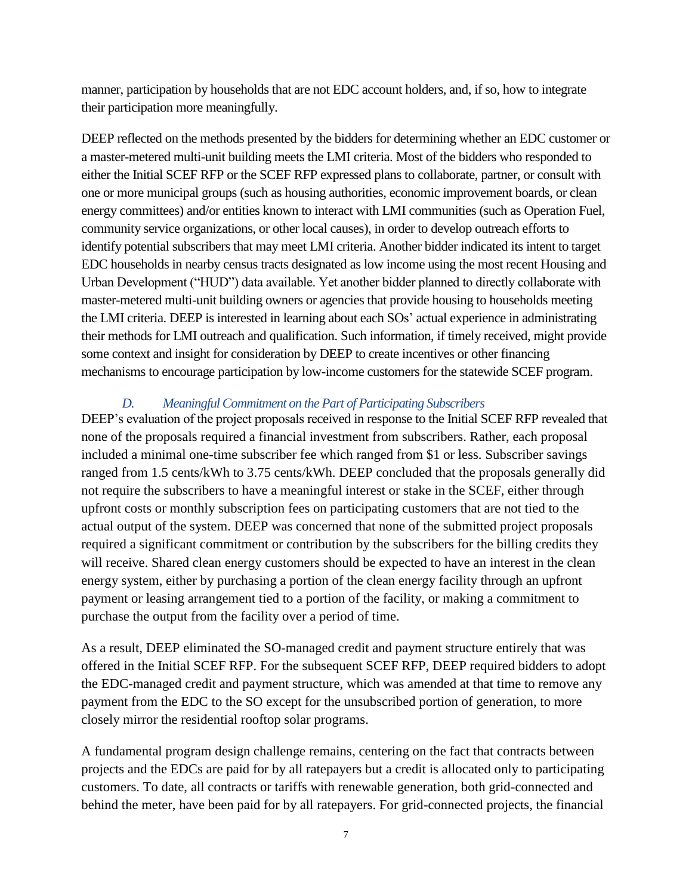manner, participation by households that are not EDC account holders, and, if so, how to integrate their participation more meaningfully.

DEEP reflected on the methods presented by the bidders for determining whether an EDC customer or a master-metered multi-unit building meets the LMI criteria. Most of the bidders who responded to either the Initial SCEF RFP or the SCEF RFP expressed plans to collaborate, partner, or consult with one or more municipal groups (such as housing authorities, economic improvement boards, or clean energy committees) and/or entities known to interact with LMI communities (such as Operation Fuel, community service organizations, or other local causes), in order to develop outreach efforts to identify potential subscribers that may meet LMI criteria. Another bidder indicated its intent to target EDC households in nearby census tracts designated as low income using the most recent Housing and Urban Development ("HUD") data available. Yet another bidder planned to directly collaborate with master-metered multi-unit building owners or agencies that provide housing to households meeting the LMI criteria. DEEP is interested in learning about each SOs' actual experience in administrating their methods for LMI outreach and qualification. Such information, if timely received, might provide some context and insight for consideration by DEEP to create incentives or other financing mechanisms to encourage participation by low-income customers for the statewide SCEF program.

### *D. Meaningful Commitment on the Part of Participating Subscribers*

DEEP's evaluation of the project proposals received in response to the Initial SCEF RFP revealed that none of the proposals required a financial investment from subscribers. Rather, each proposal included a minimal one-time subscriber fee which ranged from $1 or less. Subscriber savings ranged from 1.5 cents/kWh to 3.75 cents/kWh. DEEP concluded that the proposals generally did not require the subscribers to have a meaningful interest or stake in the SCEF, either through upfront costs or monthly subscription fees on participating customers that are not tied to the actual output of the system. DEEP was concerned that none of the submitted project proposals required a significant commitment or contribution by the subscribers for the billing credits they will receive. Shared clean energy customers should be expected to have an interest in the clean energy system, either by purchasing a portion of the clean energy facility through an upfront payment or leasing arrangement tied to a portion of the facility, or making a commitment to purchase the output from the facility over a period of time.

As a result, DEEP eliminated the SO-managed credit and payment structure entirely that was offered in the Initial SCEF RFP. For the subsequent SCEF RFP, DEEP required bidders to adopt the EDC-managed credit and payment structure, which was amended at that time to remove any payment from the EDC to the SO except for the unsubscribed portion of generation, to more closely mirror the residential rooftop solar programs.

A fundamental program design challenge remains, centering on the fact that contracts between projects and the EDCs are paid for by all ratepayers but a credit is allocated only to participating customers. To date, all contracts or tariffs with renewable generation, both grid-connected and behind the meter, have been paid for by all ratepayers. For grid-connected projects, the financial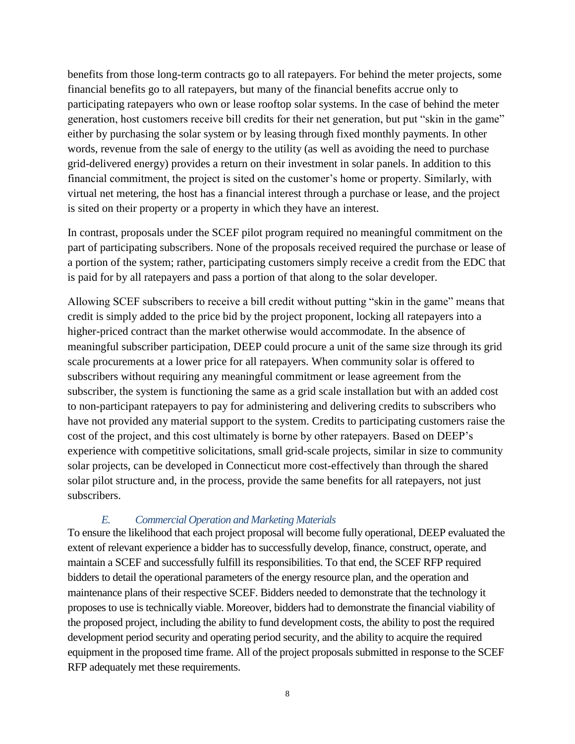benefits from those long-term contracts go to all ratepayers. For behind the meter projects, some financial benefits go to all ratepayers, but many of the financial benefits accrue only to participating ratepayers who own or lease rooftop solar systems. In the case of behind the meter generation, host customers receive bill credits for their net generation, but put "skin in the game" either by purchasing the solar system or by leasing through fixed monthly payments. In other words, revenue from the sale of energy to the utility (as well as avoiding the need to purchase grid-delivered energy) provides a return on their investment in solar panels. In addition to this financial commitment, the project is sited on the customer's home or property. Similarly, with virtual net metering, the host has a financial interest through a purchase or lease, and the project is sited on their property or a property in which they have an interest.

In contrast, proposals under the SCEF pilot program required no meaningful commitment on the part of participating subscribers. None of the proposals received required the purchase or lease of a portion of the system; rather, participating customers simply receive a credit from the EDC that is paid for by all ratepayers and pass a portion of that along to the solar developer.

Allowing SCEF subscribers to receive a bill credit without putting "skin in the game" means that credit is simply added to the price bid by the project proponent, locking all ratepayers into a higher-priced contract than the market otherwise would accommodate. In the absence of meaningful subscriber participation, DEEP could procure a unit of the same size through its grid scale procurements at a lower price for all ratepayers. When community solar is offered to subscribers without requiring any meaningful commitment or lease agreement from the subscriber, the system is functioning the same as a grid scale installation but with an added cost to non-participant ratepayers to pay for administering and delivering credits to subscribers who have not provided any material support to the system. Credits to participating customers raise the cost of the project, and this cost ultimately is borne by other ratepayers. Based on DEEP's experience with competitive solicitations, small grid-scale projects, similar in size to community solar projects, can be developed in Connecticut more cost-effectively than through the shared solar pilot structure and, in the process, provide the same benefits for all ratepayers, not just subscribers.

### *E. Commercial Operation and Marketing Materials*

To ensure the likelihood that each project proposal will become fully operational, DEEP evaluated the extent of relevant experience a bidder has to successfully develop, finance, construct, operate, and maintain a SCEF and successfully fulfill its responsibilities. To that end, the SCEF RFP required bidders to detail the operational parameters of the energy resource plan, and the operation and maintenance plans of their respective SCEF. Bidders needed to demonstrate that the technology it proposes to use is technically viable. Moreover, bidders had to demonstrate the financial viability of the proposed project, including the ability to fund development costs, the ability to post the required development period security and operating period security, and the ability to acquire the required equipment in the proposed time frame. All of the project proposals submitted in response to the SCEF RFP adequately met these requirements.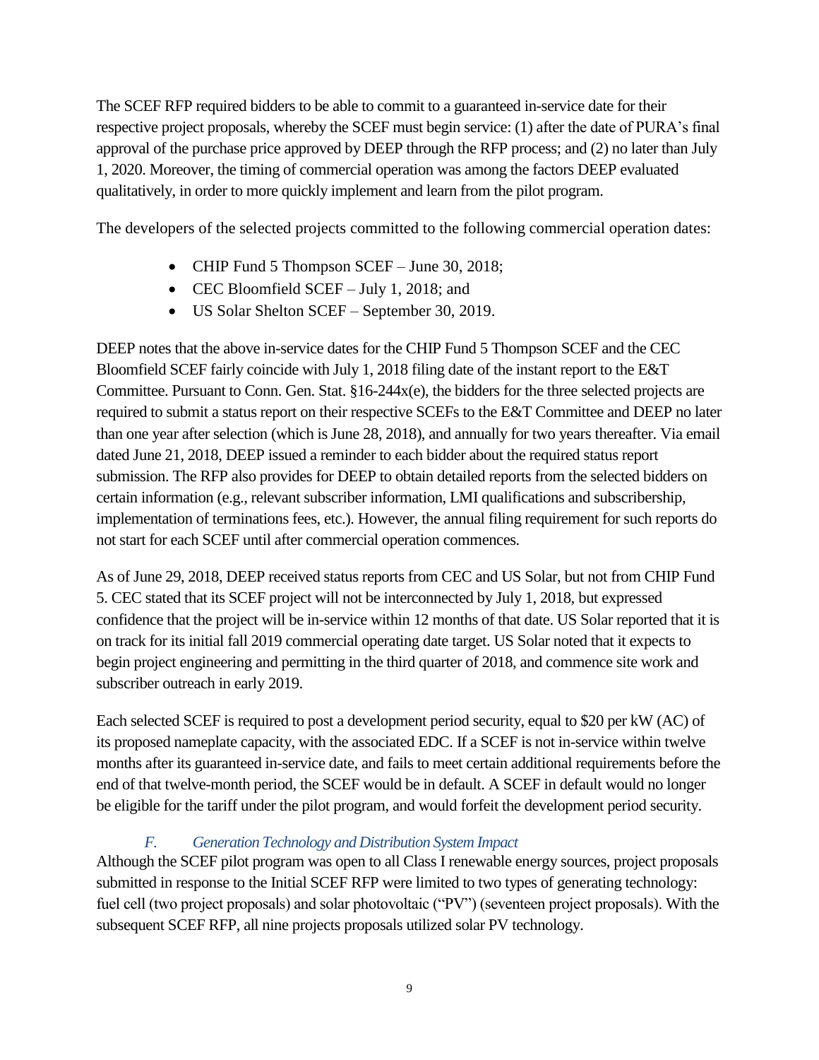The SCEF RFP required bidders to be able to commit to a guaranteed in-service date for their respective project proposals, whereby the SCEF must begin service: (1) after the date of PURA's final approval of the purchase price approved by DEEP through the RFP process; and (2) no later than July 1, 2020. Moreover, the timing of commercial operation was among the factors DEEP evaluated qualitatively, in order to more quickly implement and learn from the pilot program.

The developers of the selected projects committed to the following commercial operation dates:

- CHIP Fund 5 Thompson SCEF – June 30, 2018;
- CEC Bloomfield SCEF – July 1, 2018; and
- US Solar Shelton SCEF – September 30, 2019.

DEEP notes that the above in-service dates for the CHIP Fund 5 Thompson SCEF and the CEC Bloomfield SCEF fairly coincide with July 1, 2018 filing date of the instant report to the E&T Committee. Pursuant to Conn. Gen. Stat. §16-244x(e), the bidders for the three selected projects are required to submit a status report on their respective SCEFs to the E&T Committee and DEEP no later than one year after selection (which is June 28, 2018), and annually for two years thereafter. Via email dated June 21, 2018, DEEP issued a reminder to each bidder about the required status report submission. The RFP also provides for DEEP to obtain detailed reports from the selected bidders on certain information (e.g., relevant subscriber information, LMI qualifications and subscribership, implementation of terminations fees, etc.). However, the annual filing requirement for such reports do not start for each SCEF until after commercial operation commences.

As of June 29, 2018, DEEP received status reports from CEC and US Solar, but not from CHIP Fund 5. CEC stated that its SCEF project will not be interconnected by July 1, 2018, but expressed confidence that the project will be in-service within 12 months of that date. US Solar reported that it is on track for its initial fall 2019 commercial operating date target. US Solar noted that it expects to begin project engineering and permitting in the third quarter of 2018, and commence site work and subscriber outreach in early 2019.

Each selected SCEF is required to post a development period security, equal to $20 per kW (AC) of its proposed nameplate capacity, with the associated EDC. If a SCEF is not in-service within twelve months after its guaranteed in-service date, and fails to meet certain additional requirements before the end of that twelve-month period, the SCEF would be in default. A SCEF in default would no longer be eligible for the tariff under the pilot program, and would forfeit the development period security.

### *F. Generation Technology and Distribution System Impact*

Although the SCEF pilot program was open to all Class I renewable energy sources, project proposals submitted in response to the Initial SCEF RFP were limited to two types of generating technology: fuel cell (two project proposals) and solar photovoltaic ("PV") (seventeen project proposals). With the subsequent SCEF RFP, all nine projects proposals utilized solar PV technology.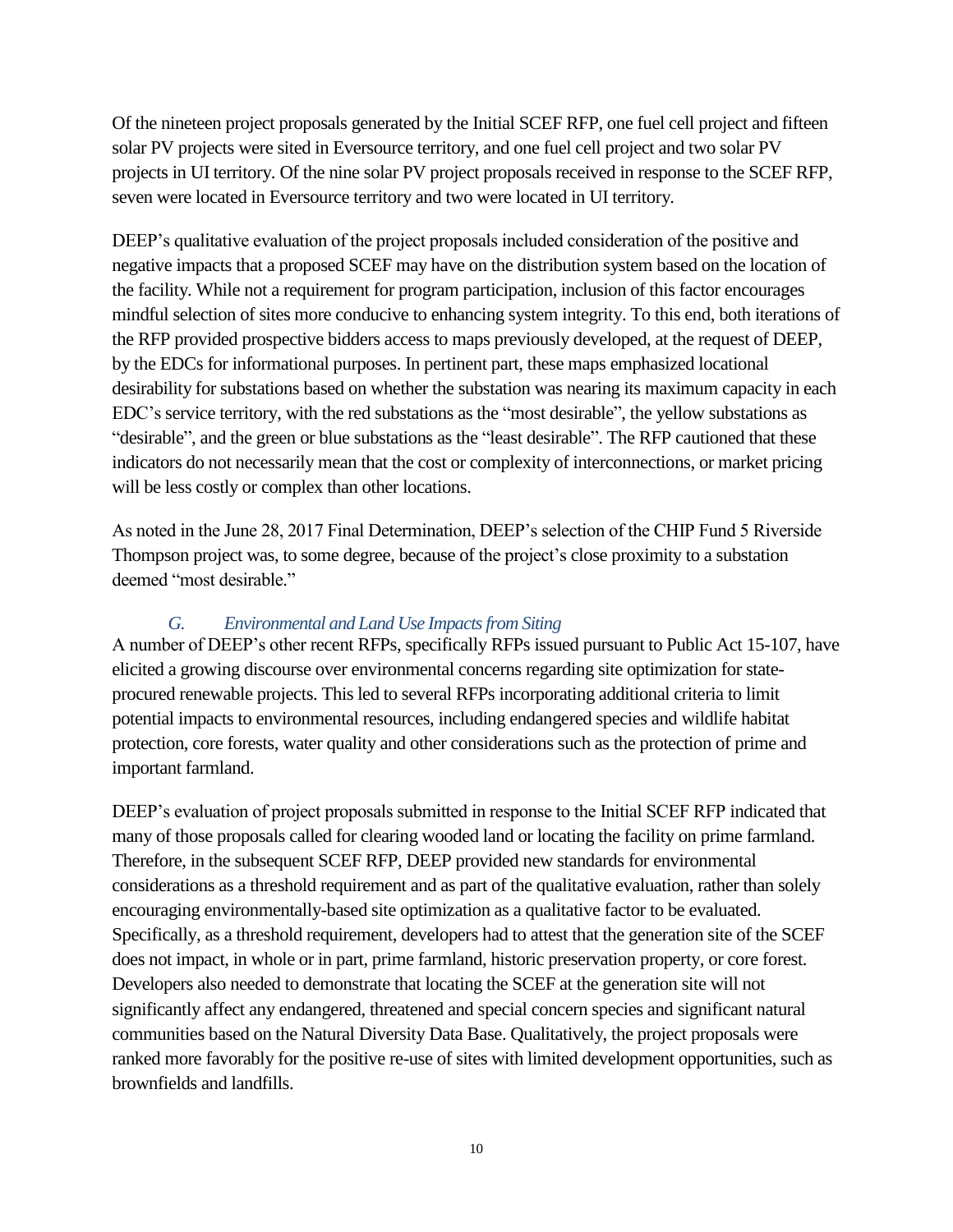Of the nineteen project proposals generated by the Initial SCEF RFP, one fuel cell project and fifteen solar PV projects were sited in Eversource territory, and one fuel cell project and two solar PV projects in UI territory. Of the nine solar PV project proposals received in response to the SCEF RFP, seven were located in Eversource territory and two were located in UI territory.

DEEP's qualitative evaluation of the project proposals included consideration of the positive and negative impacts that a proposed SCEF may have on the distribution system based on the location of the facility. While not a requirement for program participation, inclusion of this factor encourages mindful selection of sites more conducive to enhancing system integrity. To this end, both iterations of the RFP provided prospective bidders access to maps previously developed, at the request of DEEP, by the EDCs for informational purposes. In pertinent part, these maps emphasized locational desirability for substations based on whether the substation was nearing its maximum capacity in each EDC's service territory, with the red substations as the "most desirable", the yellow substations as "desirable", and the green or blue substations as the "least desirable". The RFP cautioned that these indicators do not necessarily mean that the cost or complexity of interconnections, or market pricing will be less costly or complex than other locations.

As noted in the June 28, 2017 Final Determination, DEEP's selection of the CHIP Fund 5 Riverside Thompson project was, to some degree, because of the project's close proximity to a substation deemed "most desirable."

### *G. Environmental and Land Use Impacts from Siting*

A number of DEEP's other recent RFPs, specifically RFPs issued pursuant to Public Act 15-107, have elicited a growing discourse over environmental concerns regarding site optimization for state-procured renewable projects. This led to several RFPs incorporating additional criteria to limit potential impacts to environmental resources, including endangered species and wildlife habitat protection, core forests, water quality and other considerations such as the protection of prime and important farmland.

DEEP's evaluation of project proposals submitted in response to the Initial SCEF RFP indicated that many of those proposals called for clearing wooded land or locating the facility on prime farmland. Therefore, in the subsequent SCEF RFP, DEEP provided new standards for environmental considerations as a threshold requirement and as part of the qualitative evaluation, rather than solely encouraging environmentally-based site optimization as a qualitative factor to be evaluated. Specifically, as a threshold requirement, developers had to attest that the generation site of the SCEF does not impact, in whole or in part, prime farmland, historic preservation property, or core forest. Developers also needed to demonstrate that locating the SCEF at the generation site will not significantly affect any endangered, threatened and special concern species and significant natural communities based on the Natural Diversity Data Base. Qualitatively, the project proposals were ranked more favorably for the positive re-use of sites with limited development opportunities, such as brownfields and landfills.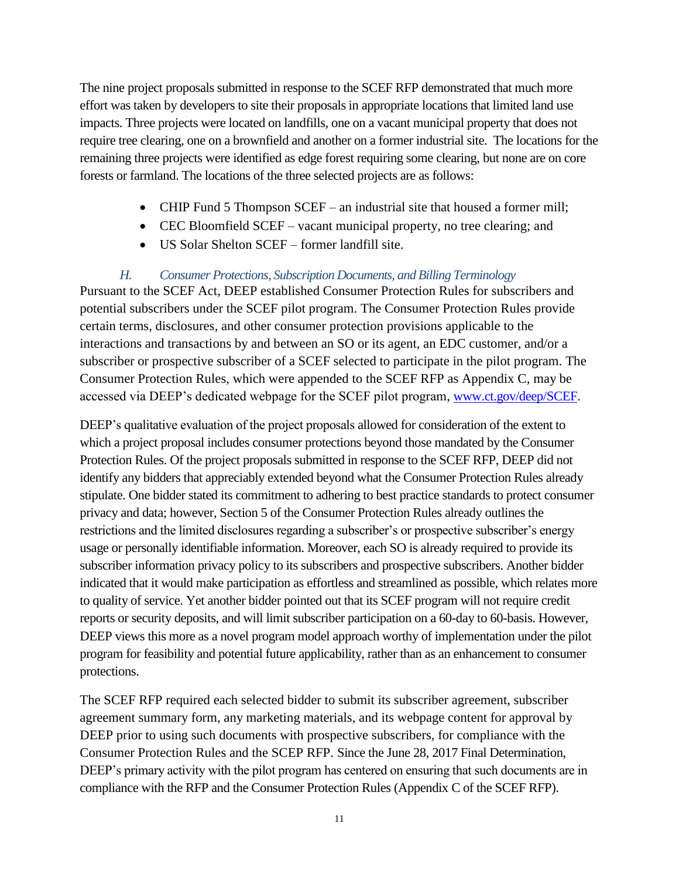The nine project proposals submitted in response to the SCEF RFP demonstrated that much more effort was taken by developers to site their proposals in appropriate locations that limited land use impacts. Three projects were located on landfills, one on a vacant municipal property that does not require tree clearing, one on a brownfield and another on a former industrial site. The locations for the remaining three projects were identified as edge forest requiring some clearing, but none are on core forests or farmland. The locations of the three selected projects are as follows:

- CHIP Fund 5 Thompson SCEF – an industrial site that housed a former mill;
- CEC Bloomfield SCEF – vacant municipal property, no tree clearing; and
- US Solar Shelton SCEF – former landfill site.

### *H. Consumer Protections, Subscription Documents, and Billing Terminology*

Pursuant to the SCEF Act, DEEP established Consumer Protection Rules for subscribers and potential subscribers under the SCEF pilot program. The Consumer Protection Rules provide certain terms, disclosures, and other consumer protection provisions applicable to the interactions and transactions by and between an SO or its agent, an EDC customer, and/or a subscriber or prospective subscriber of a SCEF selected to participate in the pilot program. The Consumer Protection Rules, which were appended to the SCEF RFP as Appendix C, may be accessed via DEEP's dedicated webpage for the SCEF pilot program, [www.ct.gov/deep/SCEF](www.ct.gov/deep/SCEF).

DEEP's qualitative evaluation of the project proposals allowed for consideration of the extent to which a project proposal includes consumer protections beyond those mandated by the Consumer Protection Rules. Of the project proposals submitted in response to the SCEF RFP, DEEP did not identify any bidders that appreciably extended beyond what the Consumer Protection Rules already stipulate. One bidder stated its commitment to adhering to best practice standards to protect consumer privacy and data; however, Section 5 of the Consumer Protection Rules already outlines the restrictions and the limited disclosures regarding a subscriber's or prospective subscriber's energy usage or personally identifiable information. Moreover, each SO is already required to provide its subscriber information privacy policy to its subscribers and prospective subscribers. Another bidder indicated that it would make participation as effortless and streamlined as possible, which relates more to quality of service. Yet another bidder pointed out that its SCEF program will not require credit reports or security deposits, and will limit subscriber participation on a 60-day to 60-basis. However, DEEP views this more as a novel program model approach worthy of implementation under the pilot program for feasibility and potential future applicability, rather than as an enhancement to consumer protections.

The SCEF RFP required each selected bidder to submit its subscriber agreement, subscriber agreement summary form, any marketing materials, and its webpage content for approval by DEEP prior to using such documents with prospective subscribers, for compliance with the Consumer Protection Rules and the SCEP RFP. Since the June 28, 2017 Final Determination, DEEP's primary activity with the pilot program has centered on ensuring that such documents are in compliance with the RFP and the Consumer Protection Rules (Appendix C of the SCEF RFP).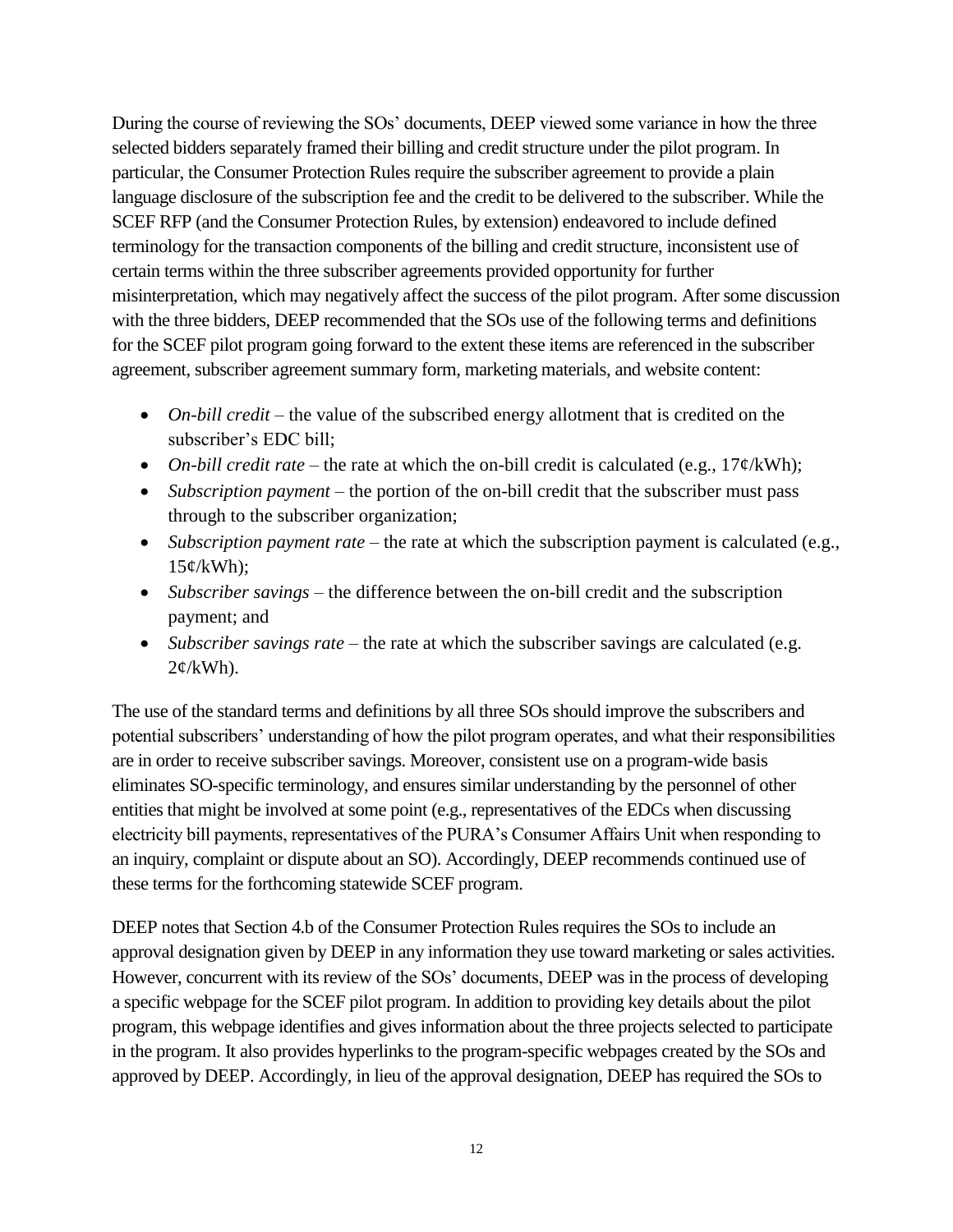During the course of reviewing the SOs' documents, DEEP viewed some variance in how the three selected bidders separately framed their billing and credit structure under the pilot program. In particular, the Consumer Protection Rules require the subscriber agreement to provide a plain language disclosure of the subscription fee and the credit to be delivered to the subscriber. While the SCEF RFP (and the Consumer Protection Rules, by extension) endeavored to include defined terminology for the transaction components of the billing and credit structure, inconsistent use of certain terms within the three subscriber agreements provided opportunity for further misinterpretation, which may negatively affect the success of the pilot program. After some discussion with the three bidders, DEEP recommended that the SOs use of the following terms and definitions for the SCEF pilot program going forward to the extent these items are referenced in the subscriber agreement, subscriber agreement summary form, marketing materials, and website content:

- *On-bill credit* – the value of the subscribed energy allotment that is credited on the subscriber's EDC bill;
- *On-bill credit rate* – the rate at which the on-bill credit is calculated (e.g., 17¢/kWh);
- *Subscription payment* – the portion of the on-bill credit that the subscriber must pass through to the subscriber organization;
- *Subscription payment rate* – the rate at which the subscription payment is calculated (e.g., 15¢/kWh);
- *Subscriber savings* – the difference between the on-bill credit and the subscription payment; and
- *Subscriber savings rate* – the rate at which the subscriber savings are calculated (e.g. 2¢/kWh).

The use of the standard terms and definitions by all three SOs should improve the subscribers and potential subscribers' understanding of how the pilot program operates, and what their responsibilities are in order to receive subscriber savings. Moreover, consistent use on a program-wide basis eliminates SO-specific terminology, and ensures similar understanding by the personnel of other entities that might be involved at some point (e.g., representatives of the EDCs when discussing electricity bill payments, representatives of the PURA's Consumer Affairs Unit when responding to an inquiry, complaint or dispute about an SO). Accordingly, DEEP recommends continued use of these terms for the forthcoming statewide SCEF program.

DEEP notes that Section 4.b of the Consumer Protection Rules requires the SOs to include an approval designation given by DEEP in any information they use toward marketing or sales activities. However, concurrent with its review of the SOs' documents, DEEP was in the process of developing a specific webpage for the SCEF pilot program. In addition to providing key details about the pilot program, this webpage identifies and gives information about the three projects selected to participate in the program. It also provides hyperlinks to the program-specific webpages created by the SOs and approved by DEEP. Accordingly, in lieu of the approval designation, DEEP has required the SOs to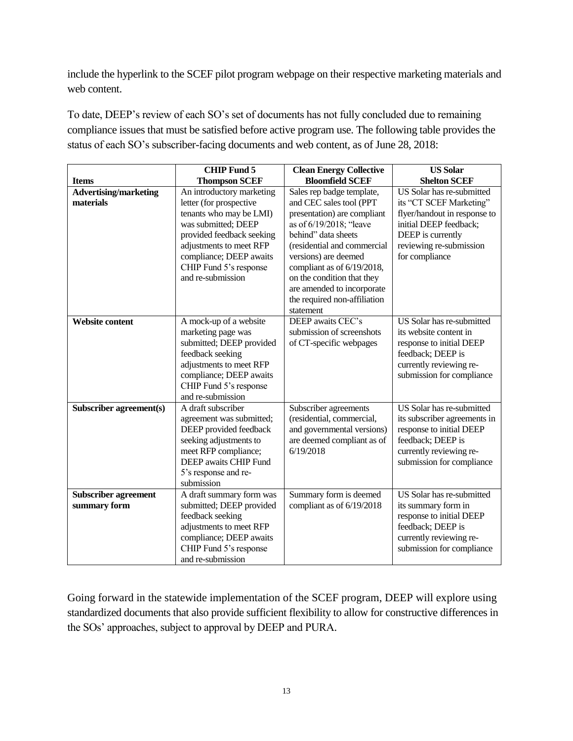include the hyperlink to the SCEF pilot program webpage on their respective marketing materials and web content.

To date, DEEP's review of each SO's set of documents has not fully concluded due to remaining compliance issues that must be satisfied before active program use. The following table provides the status of each SO's subscriber-facing documents and web content, as of June 28, 2018:

| Items | CHIP Fund 5 Thompson SCEF | Clean Energy Collective Bloomfield SCEF | US Solar Shelton SCEF |
|---|---|---|---|
| **Advertising/marketing materials** | An introductory marketing letter (for prospective tenants who may be LMI) was submitted; DEEP provided feedback seeking adjustments to meet RFP compliance; DEEP awaits CHIP Fund 5's response and re-submission | Sales rep badge template, and CEC sales tool (PPT presentation) are compliant as of 6/19/2018; "leave behind" data sheets (residential and commercial versions) are deemed compliant as of 6/19/2018, on the condition that they are amended to incorporate the required non-affiliation statement | US Solar has re-submitted its "CT SCEF Marketing" flyer/handout in response to initial DEEP feedback; DEEP is currently reviewing re-submission for compliance |
| **Website content** | A mock-up of a website marketing page was submitted; DEEP provided feedback seeking adjustments to meet RFP compliance; DEEP awaits CHIP Fund 5's response and re-submission | DEEP awaits CEC's submission of screenshots of CT-specific webpages | US Solar has re-submitted its website content in response to initial DEEP feedback; DEEP is currently reviewing re-submission for compliance |
| **Subscriber agreement(s)** | A draft subscriber agreement was submitted; DEEP provided feedback seeking adjustments to meet RFP compliance; DEEP awaits CHIP Fund 5's response and re-submission | Subscriber agreements (residential, commercial, and governmental versions) are deemed compliant as of 6/19/2018 | US Solar has re-submitted its subscriber agreements in response to initial DEEP feedback; DEEP is currently reviewing re-submission for compliance |
| **Subscriber agreement summary form** | A draft summary form was submitted; DEEP provided feedback seeking adjustments to meet RFP compliance; DEEP awaits CHIP Fund 5's response and re-submission | Summary form is deemed compliant as of 6/19/2018 | US Solar has re-submitted its summary form in response to initial DEEP feedback; DEEP is currently reviewing re-submission for compliance |

Going forward in the statewide implementation of the SCEF program, DEEP will explore using standardized documents that also provide sufficient flexibility to allow for constructive differences in the SOs' approaches, subject to approval by DEEP and PURA.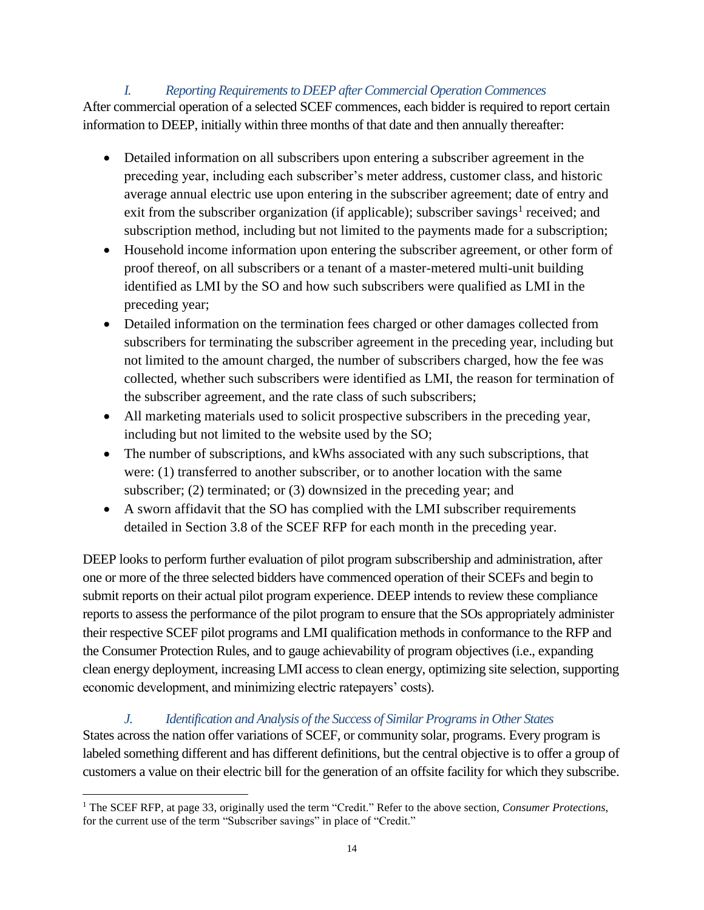### *I. Reporting Requirements to DEEP after Commercial Operation Commences*

After commercial operation of a selected SCEF commences, each bidder is required to report certain information to DEEP, initially within three months of that date and then annually thereafter:

- Detailed information on all subscribers upon entering a subscriber agreement in the preceding year, including each subscriber's meter address, customer class, and historic average annual electric use upon entering in the subscriber agreement; date of entry and exit from the subscriber organization (if applicable); subscriber savings[1] received; and subscription method, including but not limited to the payments made for a subscription;
- Household income information upon entering the subscriber agreement, or other form of proof thereof, on all subscribers or a tenant of a master-metered multi-unit building identified as LMI by the SO and how such subscribers were qualified as LMI in the preceding year;
- Detailed information on the termination fees charged or other damages collected from subscribers for terminating the subscriber agreement in the preceding year, including but not limited to the amount charged, the number of subscribers charged, how the fee was collected, whether such subscribers were identified as LMI, the reason for termination of the subscriber agreement, and the rate class of such subscribers;
- All marketing materials used to solicit prospective subscribers in the preceding year, including but not limited to the website used by the SO;
- The number of subscriptions, and kWhs associated with any such subscriptions, that were: (1) transferred to another subscriber, or to another location with the same subscriber; (2) terminated; or (3) downsized in the preceding year; and
- A sworn affidavit that the SO has complied with the LMI subscriber requirements detailed in Section 3.8 of the SCEF RFP for each month in the preceding year.

DEEP looks to perform further evaluation of pilot program subscribership and administration, after one or more of the three selected bidders have commenced operation of their SCEFs and begin to submit reports on their actual pilot program experience. DEEP intends to review these compliance reports to assess the performance of the pilot program to ensure that the SOs appropriately administer their respective SCEF pilot programs and LMI qualification methods in conformance to the RFP and the Consumer Protection Rules, and to gauge achievability of program objectives (i.e., expanding clean energy deployment, increasing LMI access to clean energy, optimizing site selection, supporting economic development, and minimizing electric ratepayers' costs).

### *J. Identification and Analysis of the Success of Similar Programs in Other States*

States across the nation offer variations of SCEF, or community solar, programs. Every program is labeled something different and has different definitions, but the central objective is to offer a group of customers a value on their electric bill for the generation of an offsite facility for which they subscribe.

---

[1] The SCEF RFP, at page 33, originally used the term "Credit." Refer to the above section, *Consumer Protections*, for the current use of the term "Subscriber savings" in place of "Credit."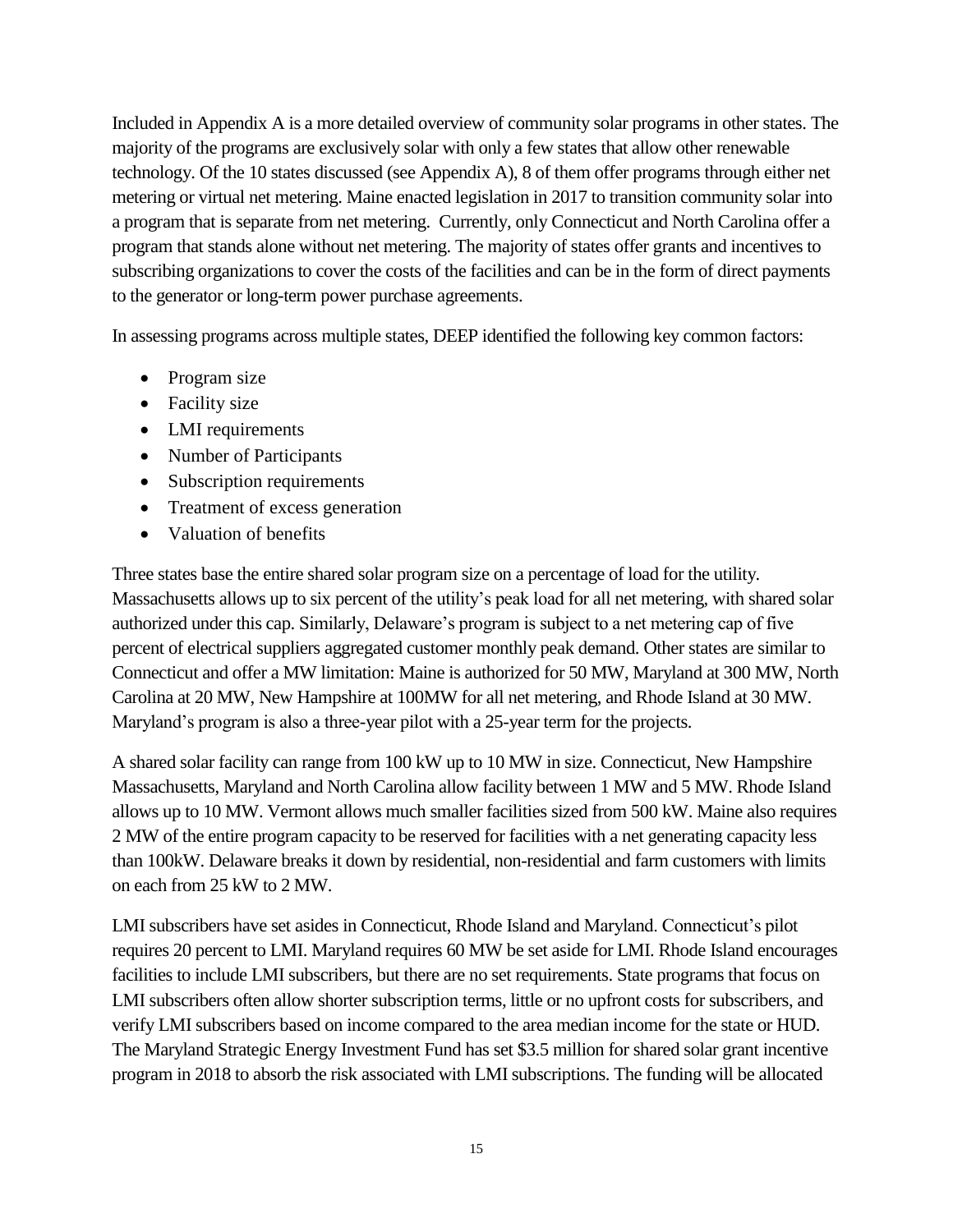Included in Appendix A is a more detailed overview of community solar programs in other states. The majority of the programs are exclusively solar with only a few states that allow other renewable technology. Of the 10 states discussed (see Appendix A), 8 of them offer programs through either net metering or virtual net metering. Maine enacted legislation in 2017 to transition community solar into a program that is separate from net metering. Currently, only Connecticut and North Carolina offer a program that stands alone without net metering. The majority of states offer grants and incentives to subscribing organizations to cover the costs of the facilities and can be in the form of direct payments to the generator or long-term power purchase agreements.

In assessing programs across multiple states, DEEP identified the following key common factors:

- Program size
- Facility size
- LMI requirements
- Number of Participants
- Subscription requirements
- Treatment of excess generation
- Valuation of benefits

Three states base the entire shared solar program size on a percentage of load for the utility. Massachusetts allows up to six percent of the utility's peak load for all net metering, with shared solar authorized under this cap. Similarly, Delaware's program is subject to a net metering cap of five percent of electrical suppliers aggregated customer monthly peak demand. Other states are similar to Connecticut and offer a MW limitation: Maine is authorized for 50 MW, Maryland at 300 MW, North Carolina at 20 MW, New Hampshire at 100MW for all net metering, and Rhode Island at 30 MW. Maryland's program is also a three-year pilot with a 25-year term for the projects.

A shared solar facility can range from 100 kW up to 10 MW in size. Connecticut, New Hampshire Massachusetts, Maryland and North Carolina allow facility between 1 MW and 5 MW. Rhode Island allows up to 10 MW. Vermont allows much smaller facilities sized from 500 kW. Maine also requires 2 MW of the entire program capacity to be reserved for facilities with a net generating capacity less than 100kW. Delaware breaks it down by residential, non-residential and farm customers with limits on each from 25 kW to 2 MW.

LMI subscribers have set asides in Connecticut, Rhode Island and Maryland. Connecticut's pilot requires 20 percent to LMI. Maryland requires 60 MW be set aside for LMI. Rhode Island encourages facilities to include LMI subscribers, but there are no set requirements. State programs that focus on LMI subscribers often allow shorter subscription terms, little or no upfront costs for subscribers, and verify LMI subscribers based on income compared to the area median income for the state or HUD. The Maryland Strategic Energy Investment Fund has set $3.5 million for shared solar grant incentive program in 2018 to absorb the risk associated with LMI subscriptions. The funding will be allocated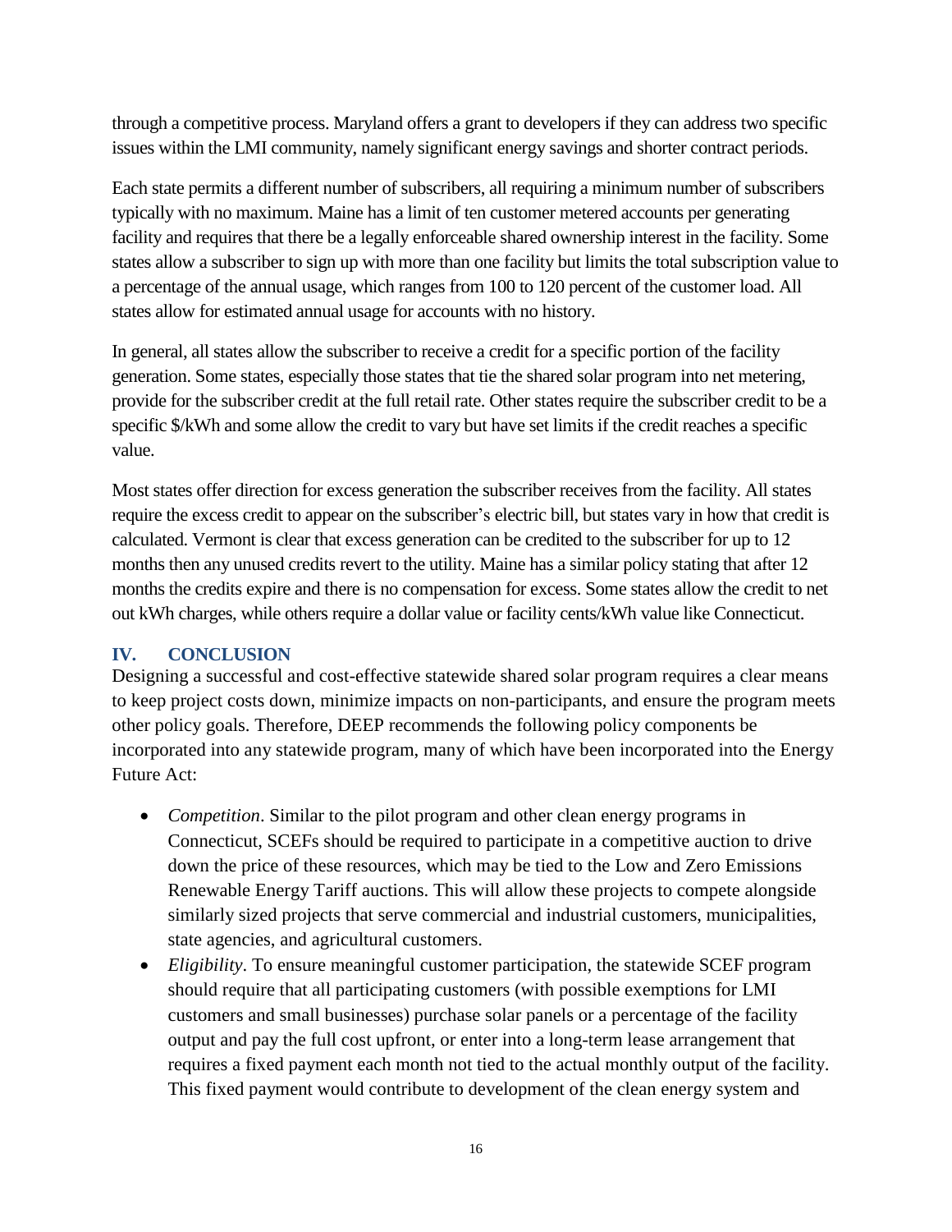through a competitive process. Maryland offers a grant to developers if they can address two specific issues within the LMI community, namely significant energy savings and shorter contract periods.

Each state permits a different number of subscribers, all requiring a minimum number of subscribers typically with no maximum. Maine has a limit of ten customer metered accounts per generating facility and requires that there be a legally enforceable shared ownership interest in the facility. Some states allow a subscriber to sign up with more than one facility but limits the total subscription value to a percentage of the annual usage, which ranges from 100 to 120 percent of the customer load. All states allow for estimated annual usage for accounts with no history.

In general, all states allow the subscriber to receive a credit for a specific portion of the facility generation. Some states, especially those states that tie the shared solar program into net metering, provide for the subscriber credit at the full retail rate. Other states require the subscriber credit to be a specific $/kWh and some allow the credit to vary but have set limits if the credit reaches a specific value.

Most states offer direction for excess generation the subscriber receives from the facility. All states require the excess credit to appear on the subscriber's electric bill, but states vary in how that credit is calculated. Vermont is clear that excess generation can be credited to the subscriber for up to 12 months then any unused credits revert to the utility. Maine has a similar policy stating that after 12 months the credits expire and there is no compensation for excess. Some states allow the credit to net out kWh charges, while others require a dollar value or facility cents/kWh value like Connecticut.

## IV. CONCLUSION

Designing a successful and cost-effective statewide shared solar program requires a clear means to keep project costs down, minimize impacts on non-participants, and ensure the program meets other policy goals. Therefore, DEEP recommends the following policy components be incorporated into any statewide program, many of which have been incorporated into the Energy Future Act:

- *Competition*. Similar to the pilot program and other clean energy programs in Connecticut, SCEFs should be required to participate in a competitive auction to drive down the price of these resources, which may be tied to the Low and Zero Emissions Renewable Energy Tariff auctions. This will allow these projects to compete alongside similarly sized projects that serve commercial and industrial customers, municipalities, state agencies, and agricultural customers.
- *Eligibility*. To ensure meaningful customer participation, the statewide SCEF program should require that all participating customers (with possible exemptions for LMI customers and small businesses) purchase solar panels or a percentage of the facility output and pay the full cost upfront, or enter into a long-term lease arrangement that requires a fixed payment each month not tied to the actual monthly output of the facility. This fixed payment would contribute to development of the clean energy system and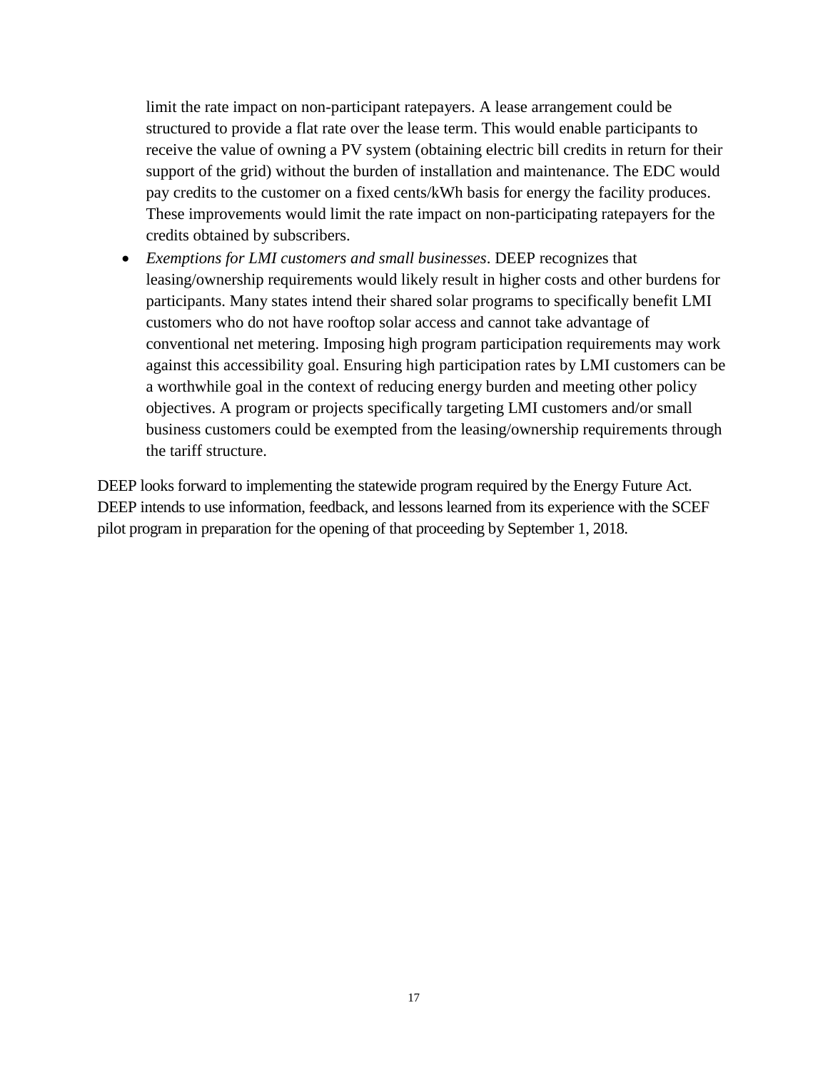limit the rate impact on non-participant ratepayers. A lease arrangement could be structured to provide a flat rate over the lease term. This would enable participants to receive the value of owning a PV system (obtaining electric bill credits in return for their support of the grid) without the burden of installation and maintenance. The EDC would pay credits to the customer on a fixed cents/kWh basis for energy the facility produces. These improvements would limit the rate impact on non-participating ratepayers for the credits obtained by subscribers.

- *Exemptions for LMI customers and small businesses*. DEEP recognizes that leasing/ownership requirements would likely result in higher costs and other burdens for participants. Many states intend their shared solar programs to specifically benefit LMI customers who do not have rooftop solar access and cannot take advantage of conventional net metering. Imposing high program participation requirements may work against this accessibility goal. Ensuring high participation rates by LMI customers can be a worthwhile goal in the context of reducing energy burden and meeting other policy objectives. A program or projects specifically targeting LMI customers and/or small business customers could be exempted from the leasing/ownership requirements through the tariff structure.

DEEP looks forward to implementing the statewide program required by the Energy Future Act. DEEP intends to use information, feedback, and lessons learned from its experience with the SCEF pilot program in preparation for the opening of that proceeding by September 1, 2018.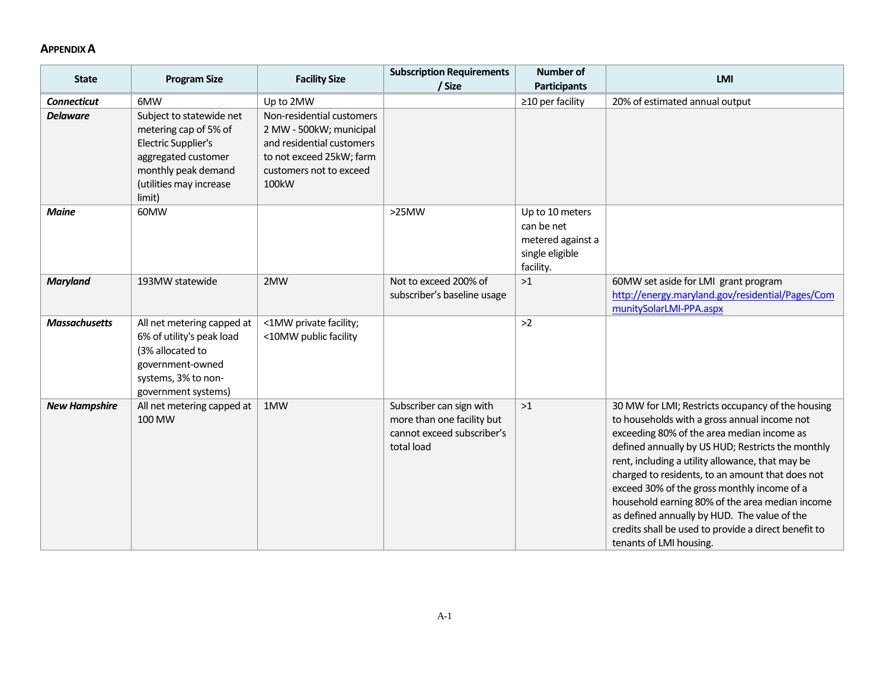## APPENDIX A

| State | Program Size | Facility Size | Subscription Requirements / Size | Number of Participants | LMI |
|---|---|---|---|---|---|
| ***Connecticut*** | 6MW | Up to 2MW | | ≥10 per facility | 20% of estimated annual output |
| ***Delaware*** | Subject to statewide net metering cap of 5% of Electric Supplier's aggregated customer monthly peak demand (utilities may increase limit) | Non-residential customers 2 MW - 500kW; municipal and residential customers to not exceed 25kW; farm customers not to exceed 100kW | | | |
| ***Maine*** | 60MW | | >25MW | Up to 10 meters can be net metered against a single eligible facility. | |
| ***Maryland*** | 193MW statewide | 2MW | Not to exceed 200% of subscriber's baseline usage | >1 | 60MW set aside for LMI grant program http://energy.maryland.gov/residential/Pages/CommunitySolarLMI-PPA.aspx |
| ***Massachusetts*** | All net metering capped at 6% of utility's peak load (3% allocated to government-owned systems, 3% to non-government systems) | <1MW private facility; <10MW public facility | | >2 | |
| ***New Hampshire*** | All net metering capped at 100 MW | 1MW | Subscriber can sign with more than one facility but cannot exceed subscriber's total load | >1 | 30 MW for LMI; Restricts occupancy of the housing to households with a gross annual income not exceeding 80% of the area median income as defined annually by US HUD; Restricts the monthly rent, including a utility allowance, that may be charged to residents, to an amount that does not exceed 30% of the gross monthly income of a household earning 80% of the area median income as defined annually by HUD. The value of the credits shall be used to provide a direct benefit to tenants of LMI housing. |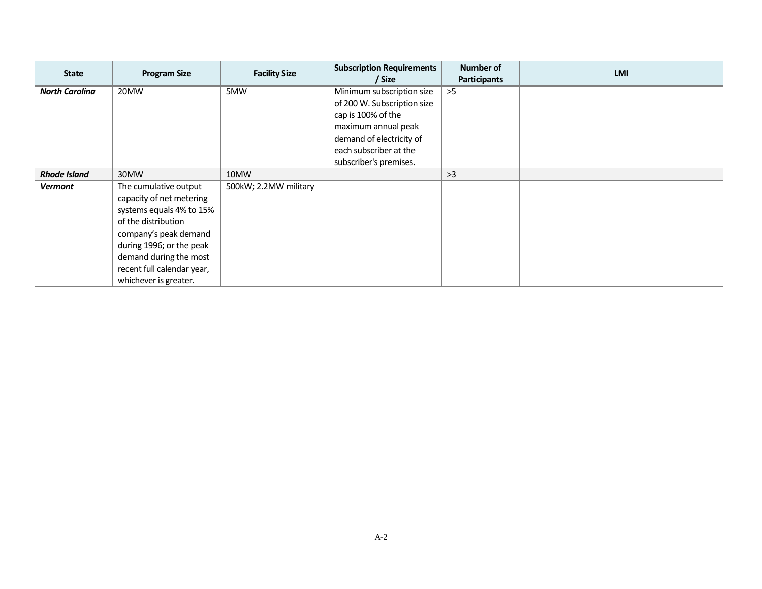| State | Program Size | Facility Size | Subscription Requirements / Size | Number of Participants | LMI |
|---|---|---|---|---|---|
| ***North Carolina*** | 20MW | 5MW | Minimum subscription size of 200 W. Subscription size cap is 100% of the maximum annual peak demand of electricity of each subscriber at the subscriber's premises. | >5 | |
| ***Rhode Island*** | 30MW | 10MW | | >3 | |
| ***Vermont*** | The cumulative output capacity of net metering systems equals 4% to 15% of the distribution company's peak demand during 1996; or the peak demand during the most recent full calendar year, whichever is greater. | 500kW; 2.2MW military | | | |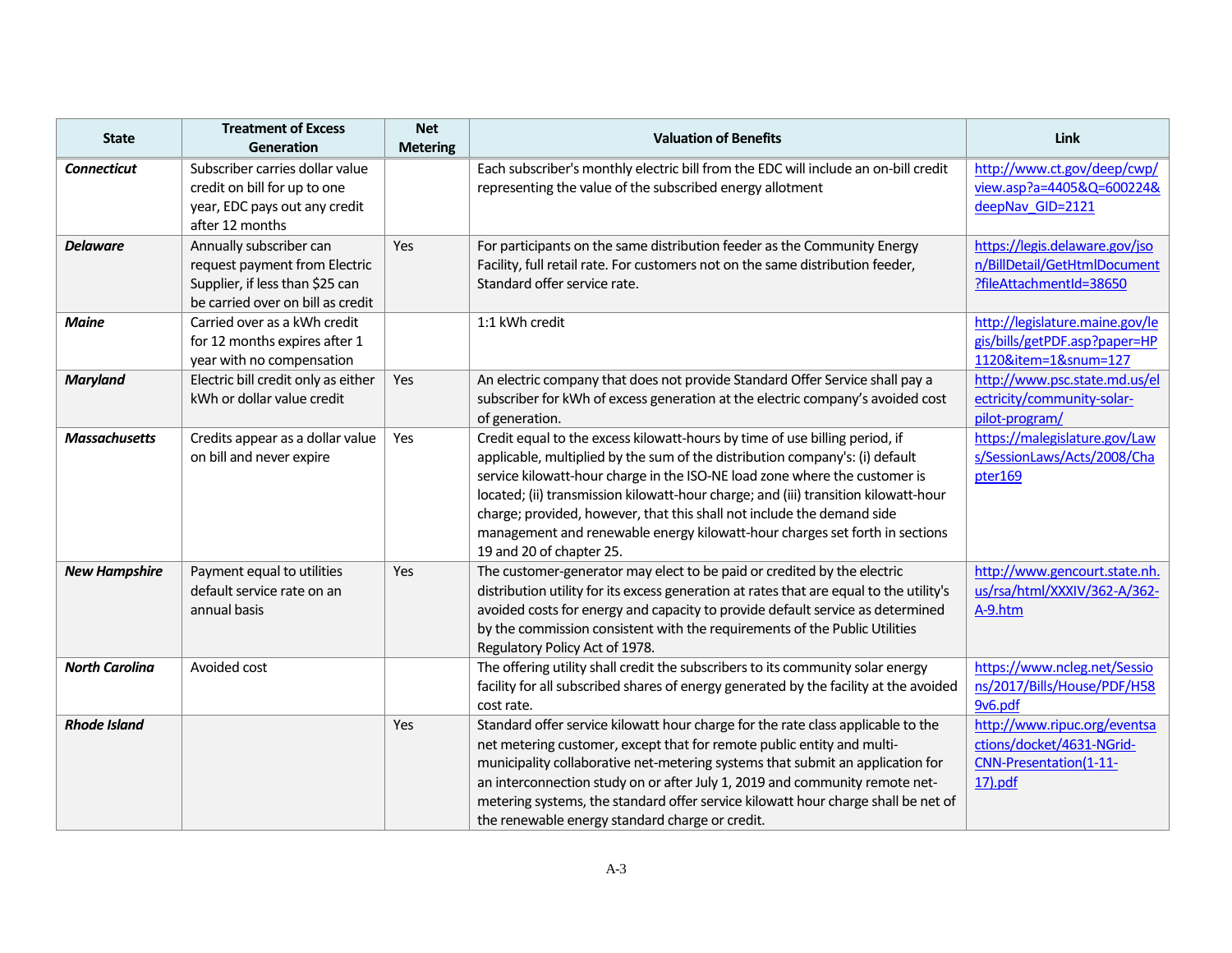| State | Treatment of Excess Generation | Net Metering | Valuation of Benefits | Link |
|---|---|---|---|---|
| ***Connecticut*** | Subscriber carries dollar value credit on bill for up to one year, EDC pays out any credit after 12 months | | Each subscriber's monthly electric bill from the EDC will include an on-bill credit representing the value of the subscribed energy allotment | http://www.ct.gov/deep/cwp/view.asp?a=4405&Q=600224&deepNav_GID=2121 |
| ***Delaware*** | Annually subscriber can request payment from Electric Supplier, if less than $25 can be carried over on bill as credit | Yes | For participants on the same distribution feeder as the Community Energy Facility, full retail rate. For customers not on the same distribution feeder, Standard offer service rate. | https://legis.delaware.gov/json/BillDetail/GetHtmlDocument?fileAttachmentId=38650 |
| ***Maine*** | Carried over as a kWh credit for 12 months expires after 1 year with no compensation | | 1:1 kWh credit | http://legislature.maine.gov/legis/bills/getPDF.asp?paper=HP1120&item=1&snum=127 |
| ***Maryland*** | Electric bill credit only as either kWh or dollar value credit | Yes | An electric company that does not provide Standard Offer Service shall pay a subscriber for kWh of excess generation at the electric company's avoided cost of generation. | http://www.psc.state.md.us/electricity/community-solar-pilot-program/ |
| ***Massachusetts*** | Credits appear as a dollar value on bill and never expire | Yes | Credit equal to the excess kilowatt-hours by time of use billing period, if applicable, multiplied by the sum of the distribution company's: (i) default service kilowatt-hour charge in the ISO-NE load zone where the customer is located; (ii) transmission kilowatt-hour charge; and (iii) transition kilowatt-hour charge; provided, however, that this shall not include the demand side management and renewable energy kilowatt-hour charges set forth in sections 19 and 20 of chapter 25. | https://malegislature.gov/Laws/SessionLaws/Acts/2008/Chapter169 |
| ***New Hampshire*** | Payment equal to utilities default service rate on an annual basis | Yes | The customer-generator may elect to be paid or credited by the electric distribution utility for its excess generation at rates that are equal to the utility's avoided costs for energy and capacity to provide default service as determined by the commission consistent with the requirements of the Public Utilities Regulatory Policy Act of 1978. | http://www.gencourt.state.nh.us/rsa/html/XXXIV/362-A/362-A-9.htm |
| ***North Carolina*** | Avoided cost | | The offering utility shall credit the subscribers to its community solar energy facility for all subscribed shares of energy generated by the facility at the avoided cost rate. | https://www.ncleg.net/Sessions/2017/Bills/House/PDF/H589v6.pdf |
| ***Rhode Island*** | | Yes | Standard offer service kilowatt hour charge for the rate class applicable to the net metering customer, except that for remote public entity and multi-municipality collaborative net-metering systems that submit an application for an interconnection study on or after July 1, 2019 and community remote net-metering systems, the standard offer service kilowatt hour charge shall be net of the renewable energy standard charge or credit. | http://www.ripuc.org/eventsactions/docket/4631-NGrid-CNN-Presentation(1-11-17).pdf |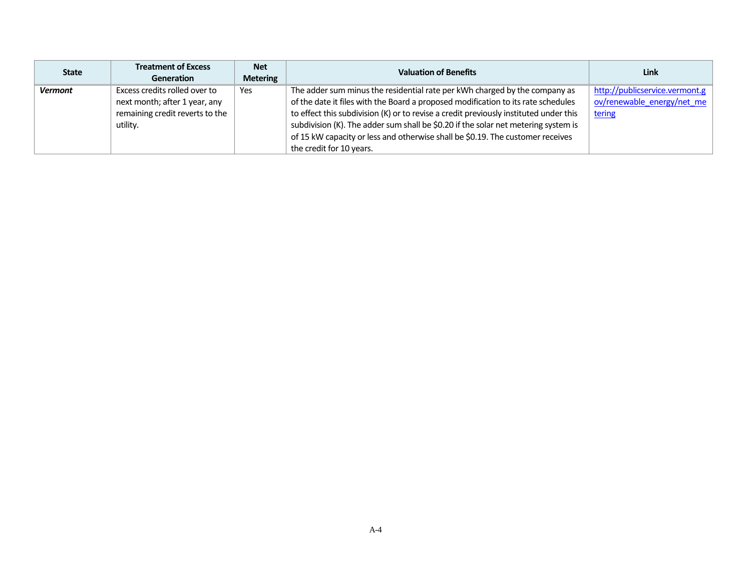| State | Treatment of Excess Generation | Net Metering | Valuation of Benefits | Link |
|---|---|---|---|---|
| ***Vermont*** | Excess credits rolled over to next month; after 1 year, any remaining credit reverts to the utility. | Yes | The adder sum minus the residential rate per kWh charged by the company as of the date it files with the Board a proposed modification to its rate schedules to effect this subdivision (K) or to revise a credit previously instituted under this subdivision (K). The adder sum shall be $0.20 if the solar net metering system is of 15 kW capacity or less and otherwise shall be $0.19. The customer receives the credit for 10 years. | http://publicservice.vermont.gov/renewable_energy/net_metering |